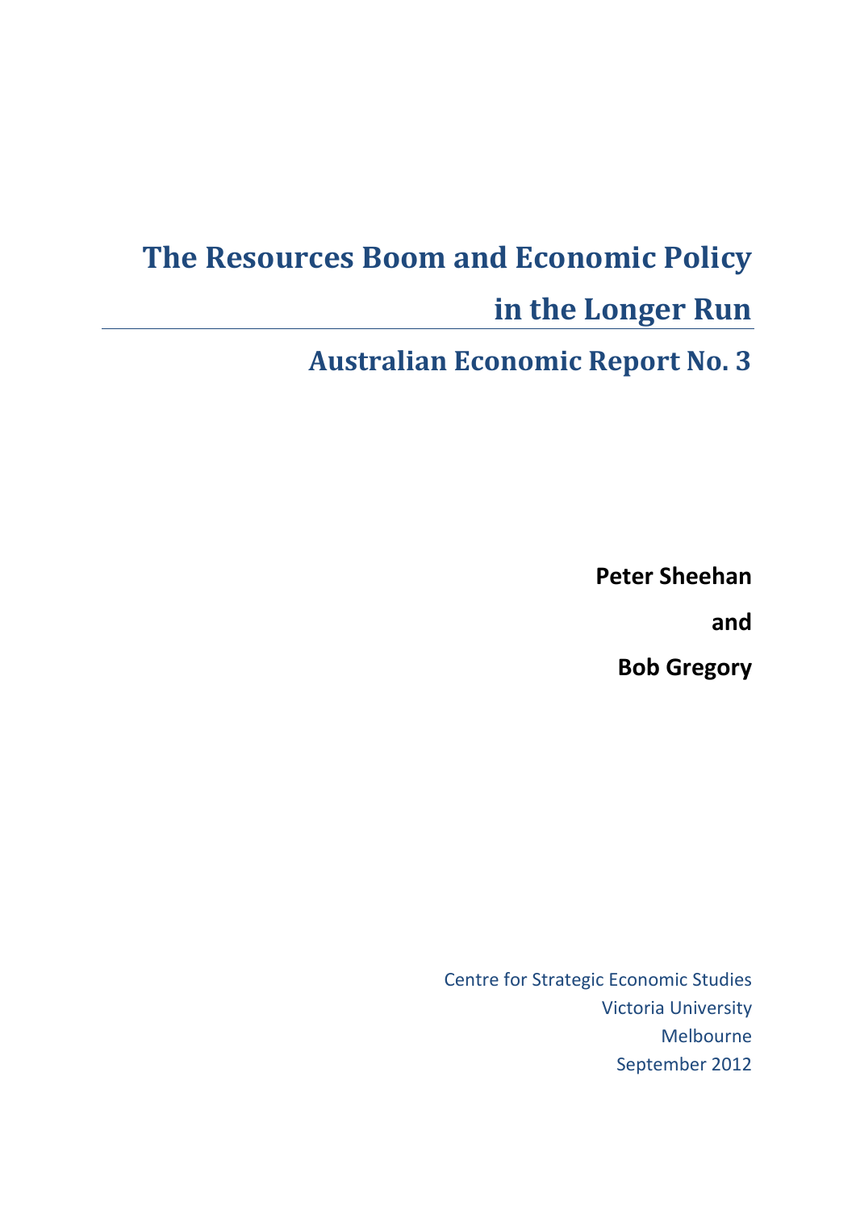# The Resources Boom and Economic Policy in the Longer Run

## Australian Economic Report No. 3

**Peter Sheehan**

**and**

**Bob Gregory**

Centre for Strategic Economic Studies
Victoria University
Melbourne
September 2012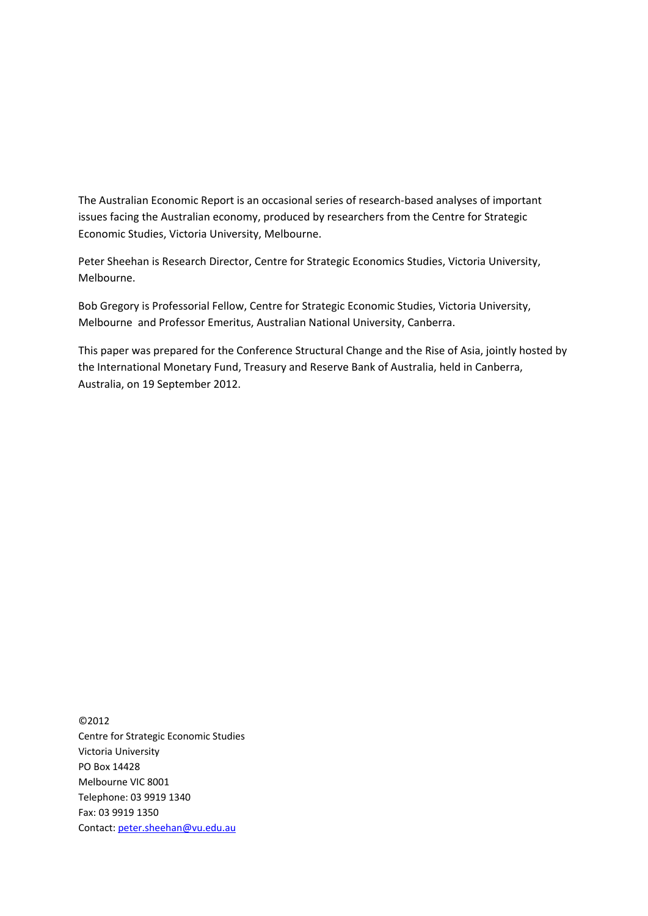The Australian Economic Report is an occasional series of research-based analyses of important issues facing the Australian economy, produced by researchers from the Centre for Strategic Economic Studies, Victoria University, Melbourne.

Peter Sheehan is Research Director, Centre for Strategic Economics Studies, Victoria University, Melbourne.

Bob Gregory is Professorial Fellow, Centre for Strategic Economic Studies, Victoria University, Melbourne and Professor Emeritus, Australian National University, Canberra.

This paper was prepared for the Conference Structural Change and the Rise of Asia, jointly hosted by the International Monetary Fund, Treasury and Reserve Bank of Australia, held in Canberra, Australia, on 19 September 2012.

©2012
Centre for Strategic Economic Studies
Victoria University
PO Box 14428
Melbourne VIC 8001
Telephone: 03 9919 1340
Fax: 03 9919 1350
Contact: peter.sheehan@vu.edu.au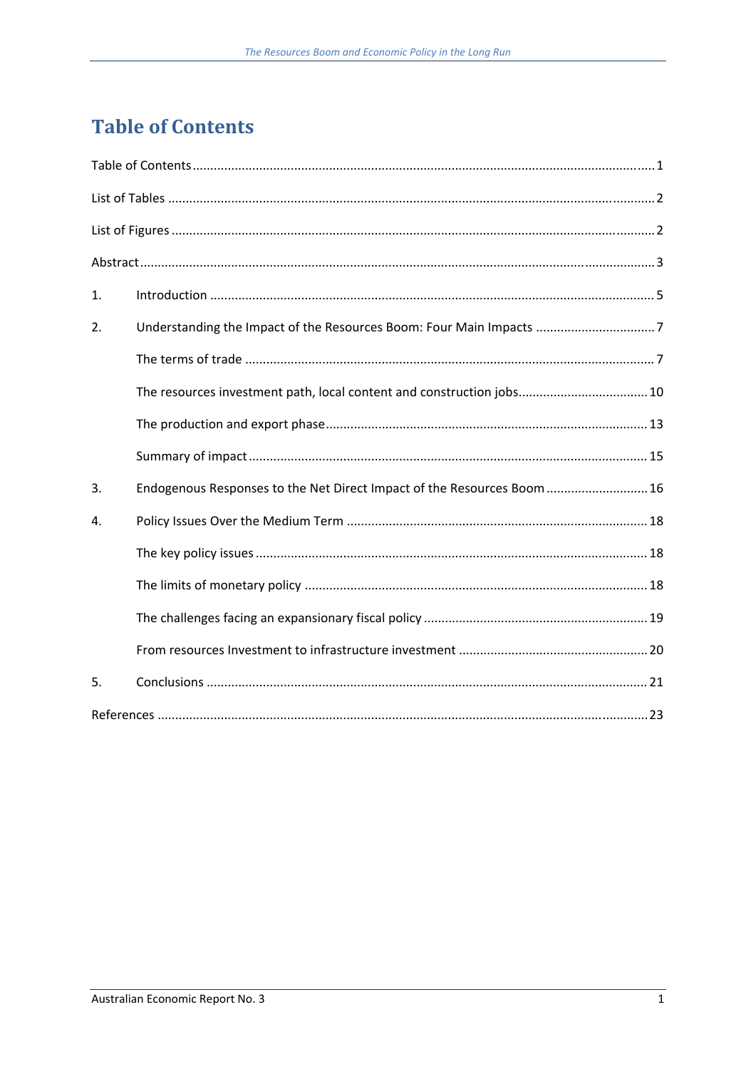# Table of Contents

Table of Contents ........................................................................................................................ 1

List of Tables ................................................................................................................................ 2

List of Figures ............................................................................................................................... 2

Abstract ......................................................................................................................................... 3

1. Introduction ............................................................................................................................. 5

2. Understanding the Impact of the Resources Boom: Four Main Impacts .................................. 7

   The terms of trade ..................................................................................................................... 7

   The resources investment path, local content and construction jobs ...................................... 10

   The production and export phase ........................................................................................... 13

   Summary of impact .................................................................................................................. 15

3. Endogenous Responses to the Net Direct Impact of the Resources Boom ............................. 16

4. Policy Issues Over the Medium Term ..................................................................................... 18

   The key policy issues ................................................................................................................ 18

   The limits of monetary policy .................................................................................................. 18

   The challenges facing an expansionary fiscal policy ............................................................... 19

   From resources Investment to infrastructure investment ....................................................... 20

5. Conclusions ............................................................................................................................. 21

References .................................................................................................................................. 23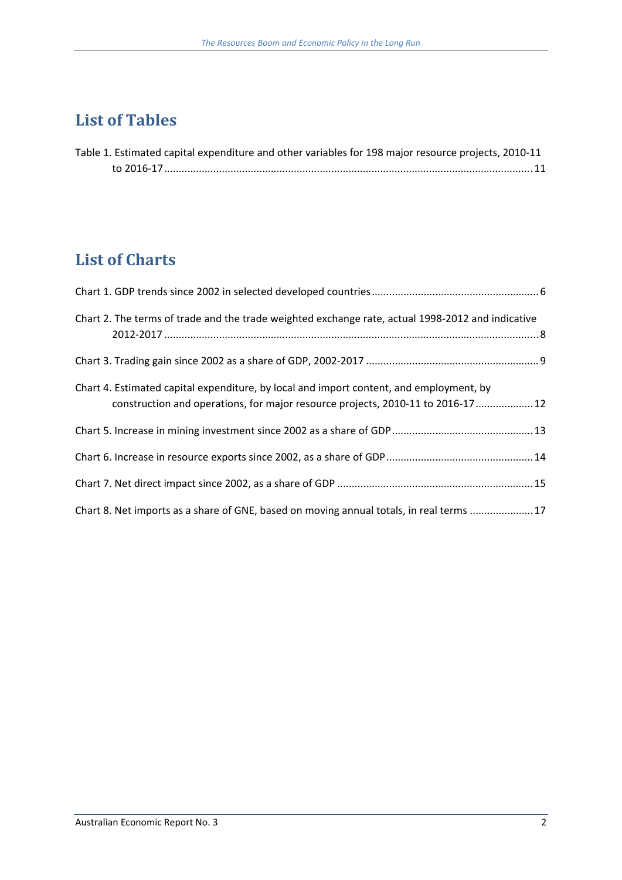## List of Tables

Table 1. Estimated capital expenditure and other variables for 198 major resource projects, 2010-11 to 2016-17 .......... 11

## List of Charts

Chart 1. GDP trends since 2002 in selected developed countries .......... 6

Chart 2. The terms of trade and the trade weighted exchange rate, actual 1998-2012 and indicative 2012-2017 .......... 8

Chart 3. Trading gain since 2002 as a share of GDP, 2002-2017 .......... 9

Chart 4. Estimated capital expenditure, by local and import content, and employment, by construction and operations, for major resource projects, 2010-11 to 2016-17 .......... 12

Chart 5. Increase in mining investment since 2002 as a share of GDP .......... 13

Chart 6. Increase in resource exports since 2002, as a share of GDP .......... 14

Chart 7. Net direct impact since 2002, as a share of GDP .......... 15

Chart 8. Net imports as a share of GNE, based on moving annual totals, in real terms .......... 17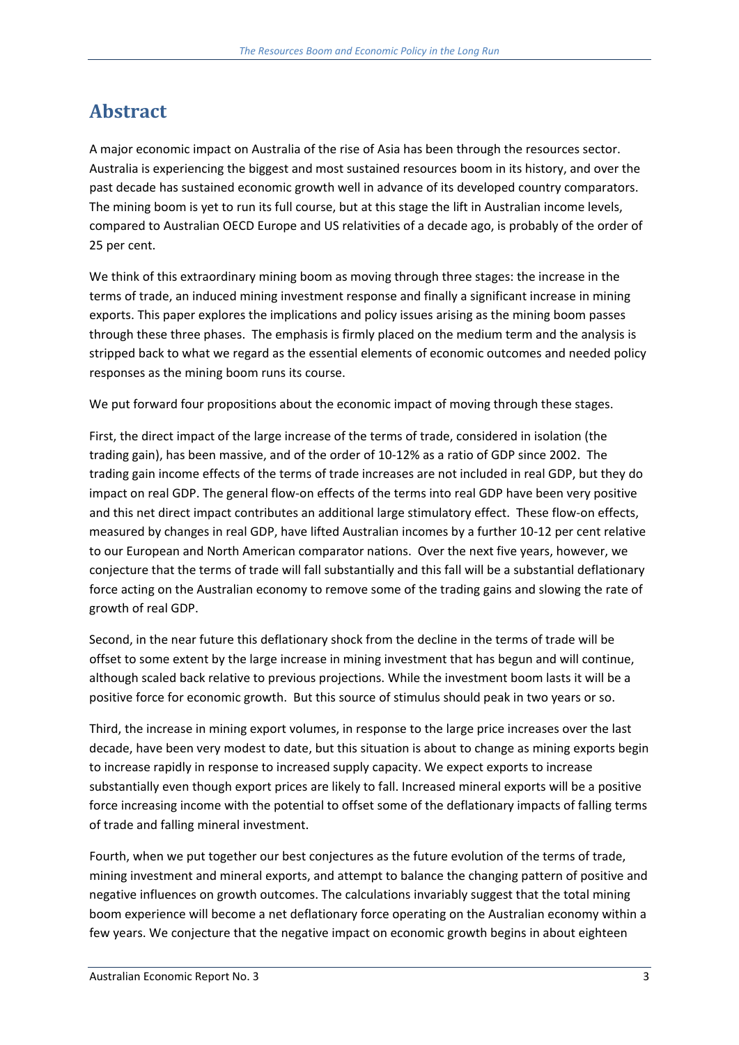# Abstract

A major economic impact on Australia of the rise of Asia has been through the resources sector. Australia is experiencing the biggest and most sustained resources boom in its history, and over the past decade has sustained economic growth well in advance of its developed country comparators. The mining boom is yet to run its full course, but at this stage the lift in Australian income levels, compared to Australian OECD Europe and US relativities of a decade ago, is probably of the order of 25 per cent.

We think of this extraordinary mining boom as moving through three stages: the increase in the terms of trade, an induced mining investment response and finally a significant increase in mining exports. This paper explores the implications and policy issues arising as the mining boom passes through these three phases. The emphasis is firmly placed on the medium term and the analysis is stripped back to what we regard as the essential elements of economic outcomes and needed policy responses as the mining boom runs its course.

We put forward four propositions about the economic impact of moving through these stages.

First, the direct impact of the large increase of the terms of trade, considered in isolation (the trading gain), has been massive, and of the order of 10-12% as a ratio of GDP since 2002. The trading gain income effects of the terms of trade increases are not included in real GDP, but they do impact on real GDP. The general flow-on effects of the terms into real GDP have been very positive and this net direct impact contributes an additional large stimulatory effect. These flow-on effects, measured by changes in real GDP, have lifted Australian incomes by a further 10-12 per cent relative to our European and North American comparator nations. Over the next five years, however, we conjecture that the terms of trade will fall substantially and this fall will be a substantial deflationary force acting on the Australian economy to remove some of the trading gains and slowing the rate of growth of real GDP.

Second, in the near future this deflationary shock from the decline in the terms of trade will be offset to some extent by the large increase in mining investment that has begun and will continue, although scaled back relative to previous projections. While the investment boom lasts it will be a positive force for economic growth. But this source of stimulus should peak in two years or so.

Third, the increase in mining export volumes, in response to the large price increases over the last decade, have been very modest to date, but this situation is about to change as mining exports begin to increase rapidly in response to increased supply capacity. We expect exports to increase substantially even though export prices are likely to fall. Increased mineral exports will be a positive force increasing income with the potential to offset some of the deflationary impacts of falling terms of trade and falling mineral investment.

Fourth, when we put together our best conjectures as the future evolution of the terms of trade, mining investment and mineral exports, and attempt to balance the changing pattern of positive and negative influences on growth outcomes. The calculations invariably suggest that the total mining boom experience will become a net deflationary force operating on the Australian economy within a few years. We conjecture that the negative impact on economic growth begins in about eighteen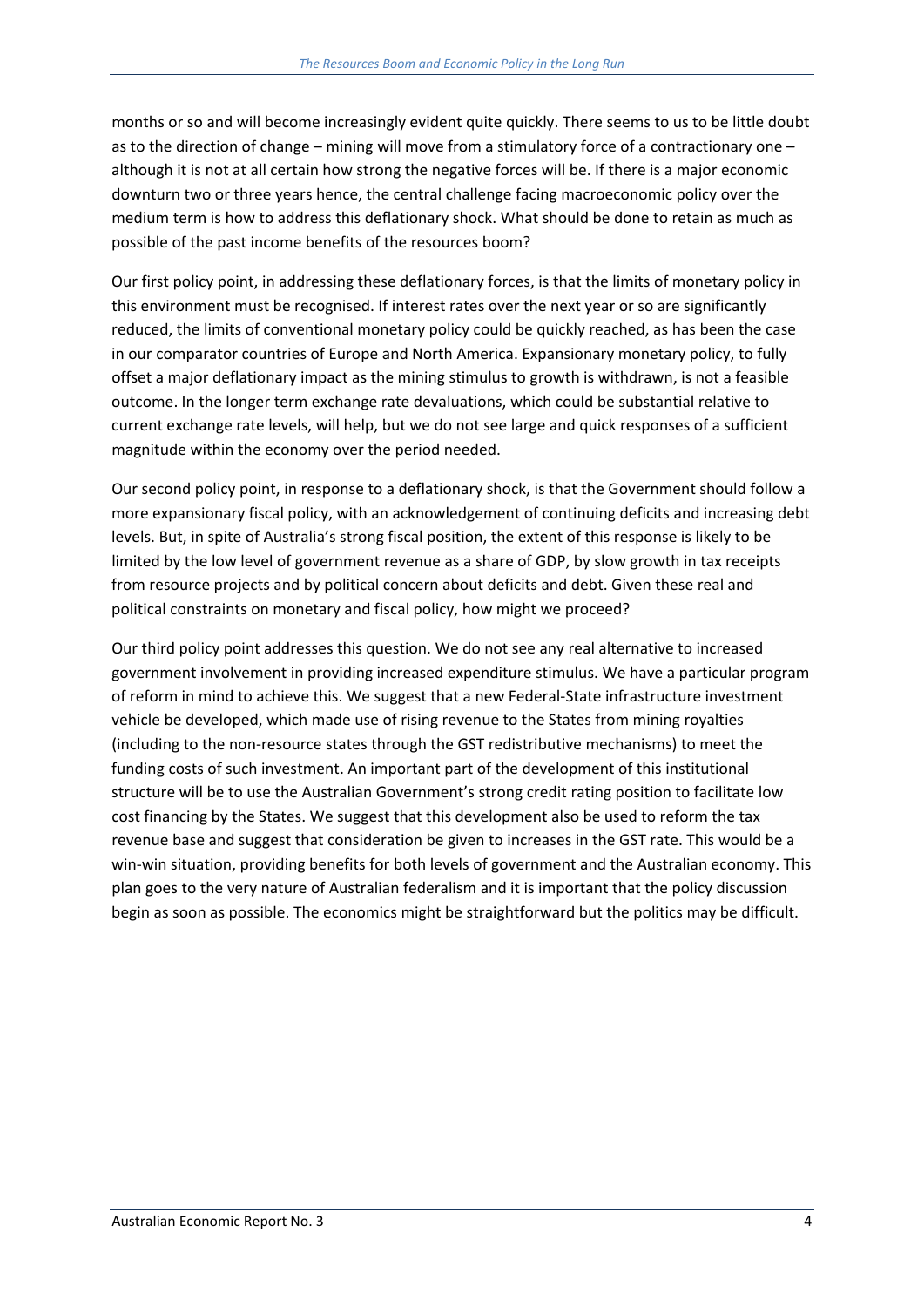months or so and will become increasingly evident quite quickly. There seems to us to be little doubt as to the direction of change – mining will move from a stimulatory force of a contractionary one – although it is not at all certain how strong the negative forces will be. If there is a major economic downturn two or three years hence, the central challenge facing macroeconomic policy over the medium term is how to address this deflationary shock. What should be done to retain as much as possible of the past income benefits of the resources boom?

Our first policy point, in addressing these deflationary forces, is that the limits of monetary policy in this environment must be recognised. If interest rates over the next year or so are significantly reduced, the limits of conventional monetary policy could be quickly reached, as has been the case in our comparator countries of Europe and North America. Expansionary monetary policy, to fully offset a major deflationary impact as the mining stimulus to growth is withdrawn, is not a feasible outcome. In the longer term exchange rate devaluations, which could be substantial relative to current exchange rate levels, will help, but we do not see large and quick responses of a sufficient magnitude within the economy over the period needed.

Our second policy point, in response to a deflationary shock, is that the Government should follow a more expansionary fiscal policy, with an acknowledgement of continuing deficits and increasing debt levels. But, in spite of Australia's strong fiscal position, the extent of this response is likely to be limited by the low level of government revenue as a share of GDP, by slow growth in tax receipts from resource projects and by political concern about deficits and debt. Given these real and political constraints on monetary and fiscal policy, how might we proceed?

Our third policy point addresses this question. We do not see any real alternative to increased government involvement in providing increased expenditure stimulus. We have a particular program of reform in mind to achieve this. We suggest that a new Federal-State infrastructure investment vehicle be developed, which made use of rising revenue to the States from mining royalties (including to the non-resource states through the GST redistributive mechanisms) to meet the funding costs of such investment. An important part of the development of this institutional structure will be to use the Australian Government's strong credit rating position to facilitate low cost financing by the States. We suggest that this development also be used to reform the tax revenue base and suggest that consideration be given to increases in the GST rate. This would be a win-win situation, providing benefits for both levels of government and the Australian economy. This plan goes to the very nature of Australian federalism and it is important that the policy discussion begin as soon as possible. The economics might be straightforward but the politics may be difficult.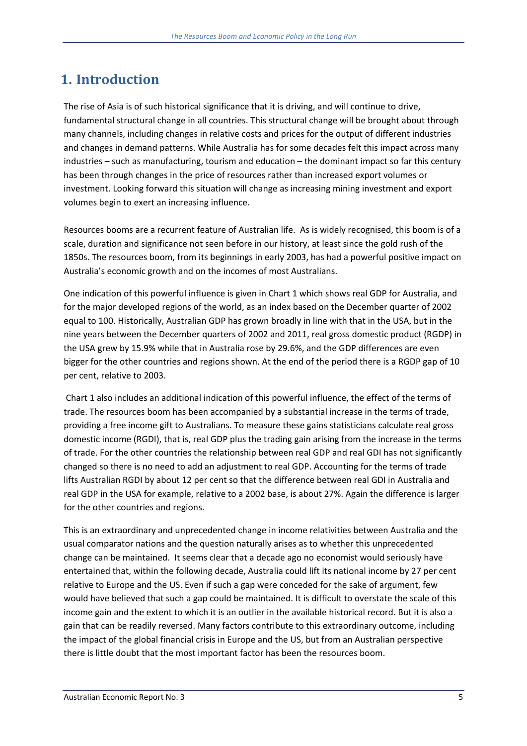# 1. Introduction

The rise of Asia is of such historical significance that it is driving, and will continue to drive, fundamental structural change in all countries. This structural change will be brought about through many channels, including changes in relative costs and prices for the output of different industries and changes in demand patterns. While Australia has for some decades felt this impact across many industries – such as manufacturing, tourism and education – the dominant impact so far this century has been through changes in the price of resources rather than increased export volumes or investment. Looking forward this situation will change as increasing mining investment and export volumes begin to exert an increasing influence.

Resources booms are a recurrent feature of Australian life. As is widely recognised, this boom is of a scale, duration and significance not seen before in our history, at least since the gold rush of the 1850s. The resources boom, from its beginnings in early 2003, has had a powerful positive impact on Australia's economic growth and on the incomes of most Australians.

One indication of this powerful influence is given in Chart 1 which shows real GDP for Australia, and for the major developed regions of the world, as an index based on the December quarter of 2002 equal to 100. Historically, Australian GDP has grown broadly in line with that in the USA, but in the nine years between the December quarters of 2002 and 2011, real gross domestic product (RGDP) in the USA grew by 15.9% while that in Australia rose by 29.6%, and the GDP differences are even bigger for the other countries and regions shown. At the end of the period there is a RGDP gap of 10 per cent, relative to 2003.

Chart 1 also includes an additional indication of this powerful influence, the effect of the terms of trade. The resources boom has been accompanied by a substantial increase in the terms of trade, providing a free income gift to Australians. To measure these gains statisticians calculate real gross domestic income (RGDI), that is, real GDP plus the trading gain arising from the increase in the terms of trade. For the other countries the relationship between real GDP and real GDI has not significantly changed so there is no need to add an adjustment to real GDP. Accounting for the terms of trade lifts Australian RGDI by about 12 per cent so that the difference between real GDI in Australia and real GDP in the USA for example, relative to a 2002 base, is about 27%. Again the difference is larger for the other countries and regions.

This is an extraordinary and unprecedented change in income relativities between Australia and the usual comparator nations and the question naturally arises as to whether this unprecedented change can be maintained. It seems clear that a decade ago no economist would seriously have entertained that, within the following decade, Australia could lift its national income by 27 per cent relative to Europe and the US. Even if such a gap were conceded for the sake of argument, few would have believed that such a gap could be maintained. It is difficult to overstate the scale of this income gain and the extent to which it is an outlier in the available historical record. But it is also a gain that can be readily reversed. Many factors contribute to this extraordinary outcome, including the impact of the global financial crisis in Europe and the US, but from an Australian perspective there is little doubt that the most important factor has been the resources boom.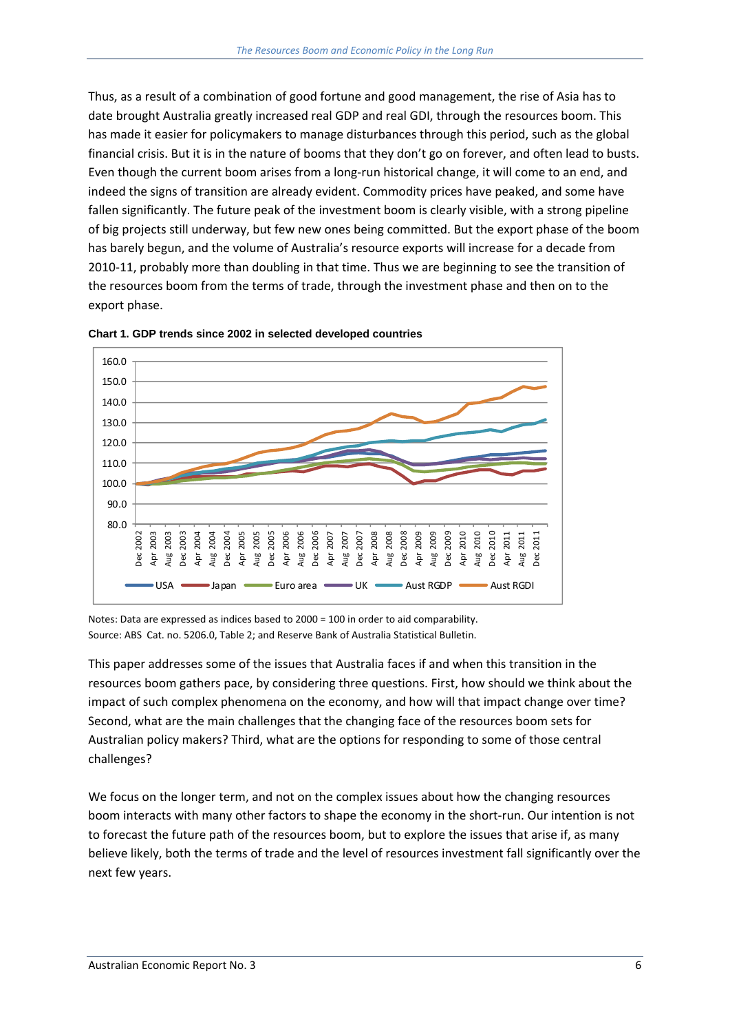Thus, as a result of a combination of good fortune and good management, the rise of Asia has to date brought Australia greatly increased real GDP and real GDI, through the resources boom. This has made it easier for policymakers to manage disturbances through this period, such as the global financial crisis. But it is in the nature of booms that they don't go on forever, and often lead to busts. Even though the current boom arises from a long-run historical change, it will come to an end, and indeed the signs of transition are already evident. Commodity prices have peaked, and some have fallen significantly. The future peak of the investment boom is clearly visible, with a strong pipeline of big projects still underway, but few new ones being committed. But the export phase of the boom has barely begun, and the volume of Australia's resource exports will increase for a decade from 2010-11, probably more than doubling in that time. Thus we are beginning to see the transition of the resources boom from the terms of trade, through the investment phase and then on to the export phase.

**Chart 1. GDP trends since 2002 in selected developed countries**

Notes: Data are expressed as indices based to 2000 = 100 in order to aid comparability.
Source: ABS Cat. no. 5206.0, Table 2; and Reserve Bank of Australia Statistical Bulletin.

This paper addresses some of the issues that Australia faces if and when this transition in the resources boom gathers pace, by considering three questions. First, how should we think about the impact of such complex phenomena on the economy, and how will that impact change over time? Second, what are the main challenges that the changing face of the resources boom sets for Australian policy makers? Third, what are the options for responding to some of those central challenges?

We focus on the longer term, and not on the complex issues about how the changing resources boom interacts with many other factors to shape the economy in the short-run. Our intention is not to forecast the future path of the resources boom, but to explore the issues that arise if, as many believe likely, both the terms of trade and the level of resources investment fall significantly over the next few years.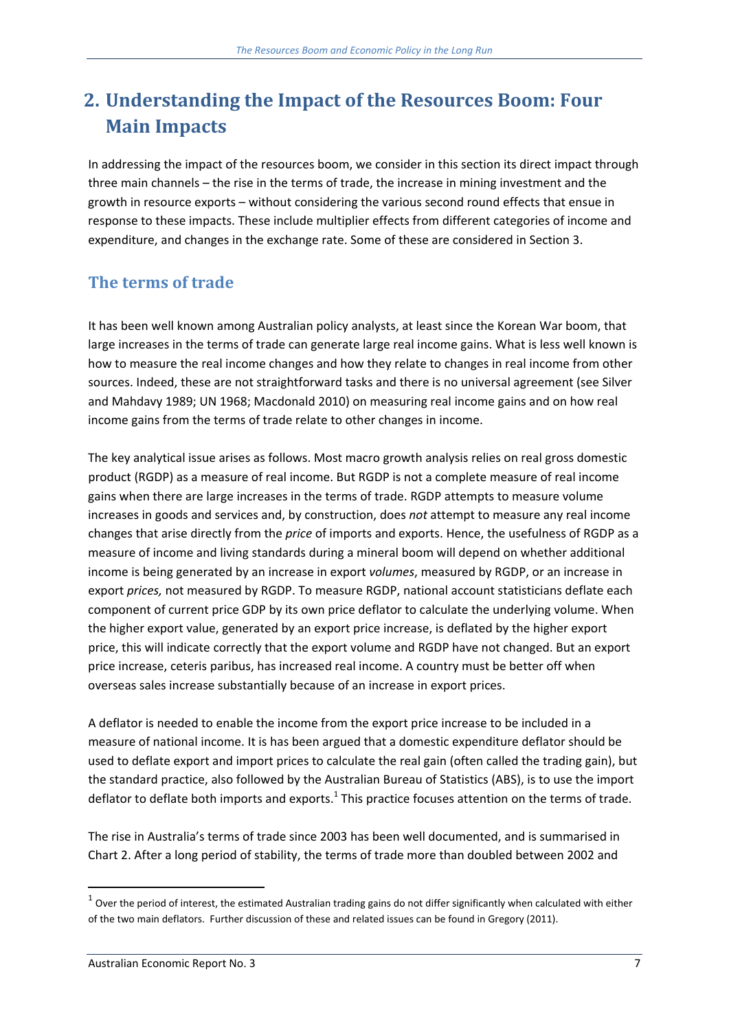# 2. Understanding the Impact of the Resources Boom: Four Main Impacts

In addressing the impact of the resources boom, we consider in this section its direct impact through three main channels – the rise in the terms of trade, the increase in mining investment and the growth in resource exports – without considering the various second round effects that ensue in response to these impacts. These include multiplier effects from different categories of income and expenditure, and changes in the exchange rate. Some of these are considered in Section 3.

## The terms of trade

It has been well known among Australian policy analysts, at least since the Korean War boom, that large increases in the terms of trade can generate large real income gains. What is less well known is how to measure the real income changes and how they relate to changes in real income from other sources. Indeed, these are not straightforward tasks and there is no universal agreement (see Silver and Mahdavy 1989; UN 1968; Macdonald 2010) on measuring real income gains and on how real income gains from the terms of trade relate to other changes in income.

The key analytical issue arises as follows. Most macro growth analysis relies on real gross domestic product (RGDP) as a measure of real income. But RGDP is not a complete measure of real income gains when there are large increases in the terms of trade. RGDP attempts to measure volume increases in goods and services and, by construction, does *not* attempt to measure any real income changes that arise directly from the *price* of imports and exports. Hence, the usefulness of RGDP as a measure of income and living standards during a mineral boom will depend on whether additional income is being generated by an increase in export *volumes*, measured by RGDP, or an increase in export *prices,* not measured by RGDP. To measure RGDP, national account statisticians deflate each component of current price GDP by its own price deflator to calculate the underlying volume. When the higher export value, generated by an export price increase, is deflated by the higher export price, this will indicate correctly that the export volume and RGDP have not changed. But an export price increase, ceteris paribus, has increased real income. A country must be better off when overseas sales increase substantially because of an increase in export prices.

A deflator is needed to enable the income from the export price increase to be included in a measure of national income. It is has been argued that a domestic expenditure deflator should be used to deflate export and import prices to calculate the real gain (often called the trading gain), but the standard practice, also followed by the Australian Bureau of Statistics (ABS), is to use the import deflator to deflate both imports and exports.[1] This practice focuses attention on the terms of trade.

The rise in Australia's terms of trade since 2003 has been well documented, and is summarised in Chart 2. After a long period of stability, the terms of trade more than doubled between 2002 and

---

[1] Over the period of interest, the estimated Australian trading gains do not differ significantly when calculated with either of the two main deflators. Further discussion of these and related issues can be found in Gregory (2011).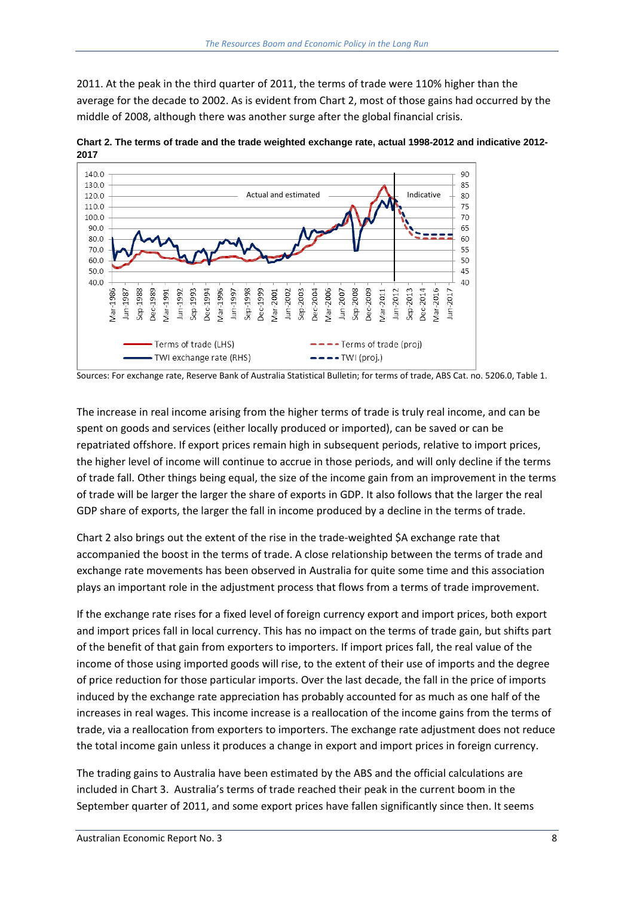2011. At the peak in the third quarter of 2011, the terms of trade were 110% higher than the average for the decade to 2002. As is evident from Chart 2, most of those gains had occurred by the middle of 2008, although there was another surge after the global financial crisis.

**Chart 2. The terms of trade and the trade weighted exchange rate, actual 1998-2012 and indicative 2012-2017**

Sources: For exchange rate, Reserve Bank of Australia Statistical Bulletin; for terms of trade, ABS Cat. no. 5206.0, Table 1.

The increase in real income arising from the higher terms of trade is truly real income, and can be spent on goods and services (either locally produced or imported), can be saved or can be repatriated offshore. If export prices remain high in subsequent periods, relative to import prices, the higher level of income will continue to accrue in those periods, and will only decline if the terms of trade fall. Other things being equal, the size of the income gain from an improvement in the terms of trade will be larger the larger the share of exports in GDP. It also follows that the larger the real GDP share of exports, the larger the fall in income produced by a decline in the terms of trade.

Chart 2 also brings out the extent of the rise in the trade-weighted \$A exchange rate that accompanied the boost in the terms of trade. A close relationship between the terms of trade and exchange rate movements has been observed in Australia for quite some time and this association plays an important role in the adjustment process that flows from a terms of trade improvement.

If the exchange rate rises for a fixed level of foreign currency export and import prices, both export and import prices fall in local currency. This has no impact on the terms of trade gain, but shifts part of the benefit of that gain from exporters to importers. If import prices fall, the real value of the income of those using imported goods will rise, to the extent of their use of imports and the degree of price reduction for those particular imports. Over the last decade, the fall in the price of imports induced by the exchange rate appreciation has probably accounted for as much as one half of the increases in real wages. This income increase is a reallocation of the income gains from the terms of trade, via a reallocation from exporters to importers. The exchange rate adjustment does not reduce the total income gain unless it produces a change in export and import prices in foreign currency.

The trading gains to Australia have been estimated by the ABS and the official calculations are included in Chart 3. Australia's terms of trade reached their peak in the current boom in the September quarter of 2011, and some export prices have fallen significantly since then. It seems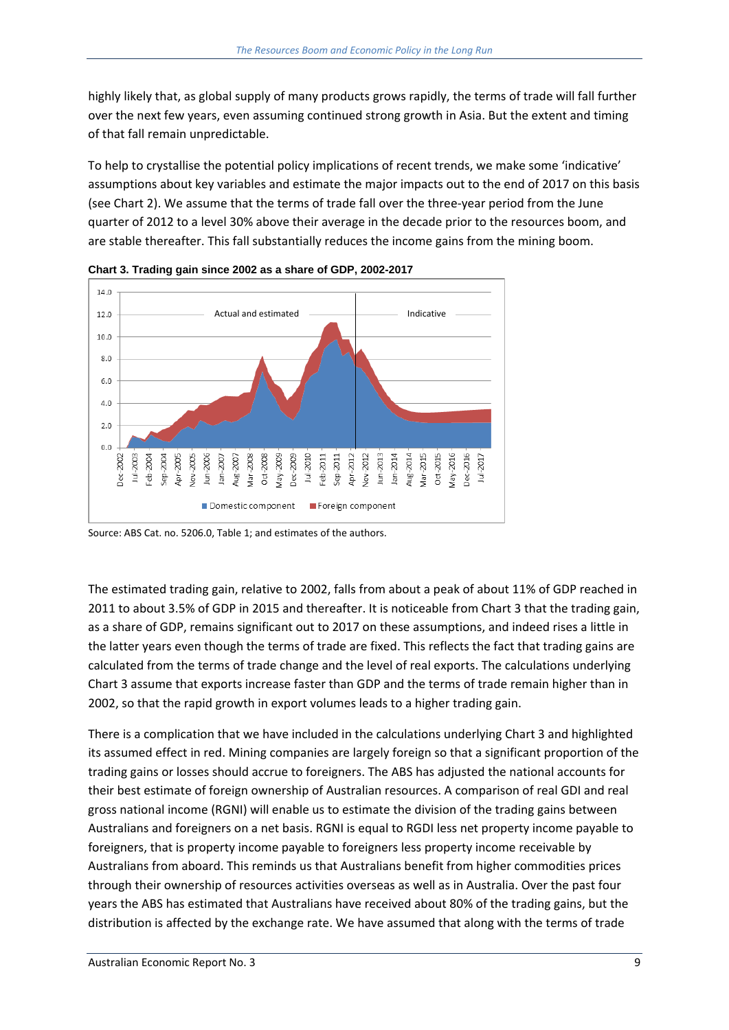highly likely that, as global supply of many products grows rapidly, the terms of trade will fall further over the next few years, even assuming continued strong growth in Asia. But the extent and timing of that fall remain unpredictable.

To help to crystallise the potential policy implications of recent trends, we make some 'indicative' assumptions about key variables and estimate the major impacts out to the end of 2017 on this basis (see Chart 2). We assume that the terms of trade fall over the three-year period from the June quarter of 2012 to a level 30% above their average in the decade prior to the resources boom, and are stable thereafter. This fall substantially reduces the income gains from the mining boom.

**Chart 3. Trading gain since 2002 as a share of GDP, 2002-2017**

Source: ABS Cat. no. 5206.0, Table 1; and estimates of the authors.

The estimated trading gain, relative to 2002, falls from about a peak of about 11% of GDP reached in 2011 to about 3.5% of GDP in 2015 and thereafter. It is noticeable from Chart 3 that the trading gain, as a share of GDP, remains significant out to 2017 on these assumptions, and indeed rises a little in the latter years even though the terms of trade are fixed. This reflects the fact that trading gains are calculated from the terms of trade change and the level of real exports. The calculations underlying Chart 3 assume that exports increase faster than GDP and the terms of trade remain higher than in 2002, so that the rapid growth in export volumes leads to a higher trading gain.

There is a complication that we have included in the calculations underlying Chart 3 and highlighted its assumed effect in red. Mining companies are largely foreign so that a significant proportion of the trading gains or losses should accrue to foreigners. The ABS has adjusted the national accounts for their best estimate of foreign ownership of Australian resources. A comparison of real GDI and real gross national income (RGNI) will enable us to estimate the division of the trading gains between Australians and foreigners on a net basis. RGNI is equal to RGDI less net property income payable to foreigners, that is property income payable to foreigners less property income receivable by Australians from aboard. This reminds us that Australians benefit from higher commodities prices through their ownership of resources activities overseas as well as in Australia. Over the past four years the ABS has estimated that Australians have received about 80% of the trading gains, but the distribution is affected by the exchange rate. We have assumed that along with the terms of trade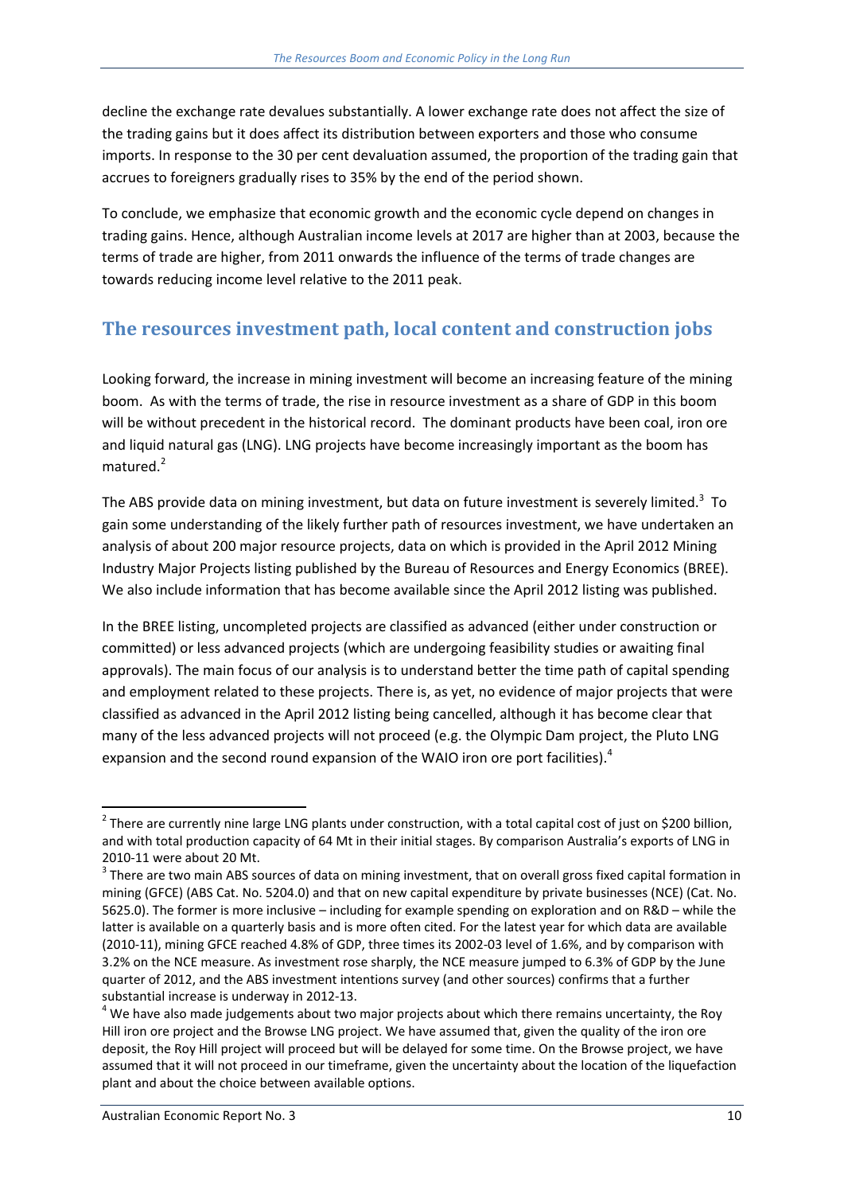decline the exchange rate devalues substantially. A lower exchange rate does not affect the size of the trading gains but it does affect its distribution between exporters and those who consume imports. In response to the 30 per cent devaluation assumed, the proportion of the trading gain that accrues to foreigners gradually rises to 35% by the end of the period shown.

To conclude, we emphasize that economic growth and the economic cycle depend on changes in trading gains. Hence, although Australian income levels at 2017 are higher than at 2003, because the terms of trade are higher, from 2011 onwards the influence of the terms of trade changes are towards reducing income level relative to the 2011 peak.

## The resources investment path, local content and construction jobs

Looking forward, the increase in mining investment will become an increasing feature of the mining boom. As with the terms of trade, the rise in resource investment as a share of GDP in this boom will be without precedent in the historical record. The dominant products have been coal, iron ore and liquid natural gas (LNG). LNG projects have become increasingly important as the boom has matured.[2]

The ABS provide data on mining investment, but data on future investment is severely limited.[3] To gain some understanding of the likely further path of resources investment, we have undertaken an analysis of about 200 major resource projects, data on which is provided in the April 2012 Mining Industry Major Projects listing published by the Bureau of Resources and Energy Economics (BREE). We also include information that has become available since the April 2012 listing was published.

In the BREE listing, uncompleted projects are classified as advanced (either under construction or committed) or less advanced projects (which are undergoing feasibility studies or awaiting final approvals). The main focus of our analysis is to understand better the time path of capital spending and employment related to these projects. There is, as yet, no evidence of major projects that were classified as advanced in the April 2012 listing being cancelled, although it has become clear that many of the less advanced projects will not proceed (e.g. the Olympic Dam project, the Pluto LNG expansion and the second round expansion of the WAIO iron ore port facilities).[4]

---

[2] There are currently nine large LNG plants under construction, with a total capital cost of just on $200 billion, and with total production capacity of 64 Mt in their initial stages. By comparison Australia's exports of LNG in 2010-11 were about 20 Mt.

[3] There are two main ABS sources of data on mining investment, that on overall gross fixed capital formation in mining (GFCE) (ABS Cat. No. 5204.0) and that on new capital expenditure by private businesses (NCE) (Cat. No. 5625.0). The former is more inclusive – including for example spending on exploration and on R&D – while the latter is available on a quarterly basis and is more often cited. For the latest year for which data are available (2010-11), mining GFCE reached 4.8% of GDP, three times its 2002-03 level of 1.6%, and by comparison with 3.2% on the NCE measure. As investment rose sharply, the NCE measure jumped to 6.3% of GDP by the June quarter of 2012, and the ABS investment intentions survey (and other sources) confirms that a further substantial increase is underway in 2012-13.

[4] We have also made judgements about two major projects about which there remains uncertainty, the Roy Hill iron ore project and the Browse LNG project. We have assumed that, given the quality of the iron ore deposit, the Roy Hill project will proceed but will be delayed for some time. On the Browse project, we have assumed that it will not proceed in our timeframe, given the uncertainty about the location of the liquefaction plant and about the choice between available options.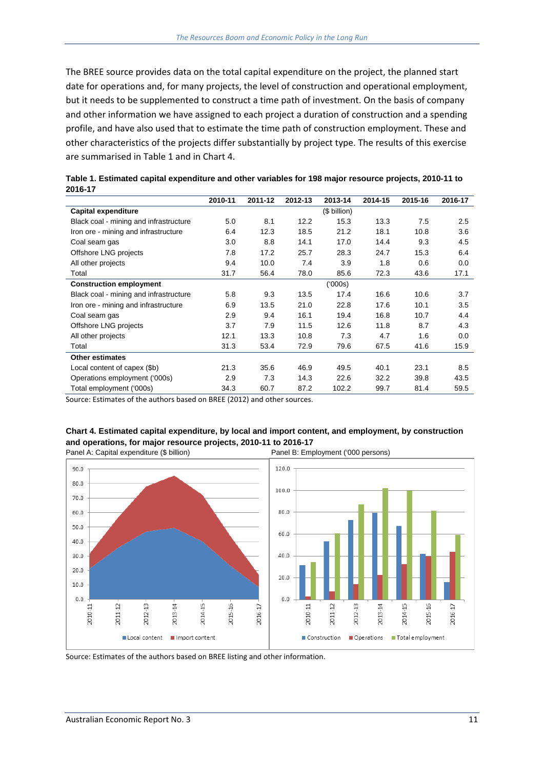The BREE source provides data on the total capital expenditure on the project, the planned start date for operations and, for many projects, the level of construction and operational employment, but it needs to be supplemented to construct a time path of investment. On the basis of company and other information we have assigned to each project a duration of construction and a spending profile, and have also used that to estimate the time path of construction employment. These and other characteristics of the projects differ substantially by project type. The results of this exercise are summarised in Table 1 and in Chart 4.

**Table 1. Estimated capital expenditure and other variables for 198 major resource projects, 2010-11 to 2016-17**

| | 2010-11 | 2011-12 | 2012-13 | 2013-14 | 2014-15 | 2015-16 | 2016-17 |
|---|---|---|---|---|---|---|---|
| **Capital expenditure** | | | | ($ billion) | | | |
| Black coal - mining and infrastructure | 5.0 | 8.1 | 12.2 | 15.3 | 13.3 | 7.5 | 2.5 |
| Iron ore - mining and infrastructure | 6.4 | 12.3 | 18.5 | 21.2 | 18.1 | 10.8 | 3.6 |
| Coal seam gas | 3.0 | 8.8 | 14.1 | 17.0 | 14.4 | 9.3 | 4.5 |
| Offshore LNG projects | 7.8 | 17.2 | 25.7 | 28.3 | 24.7 | 15.3 | 6.4 |
| All other projects | 9.4 | 10.0 | 7.4 | 3.9 | 1.8 | 0.6 | 0.0 |
| Total | 31.7 | 56.4 | 78.0 | 85.6 | 72.3 | 43.6 | 17.1 |
| **Construction employment** | | | | ('000s) | | | |
| Black coal - mining and infrastructure | 5.8 | 9.3 | 13.5 | 17.4 | 16.6 | 10.6 | 3.7 |
| Iron ore - mining and infrastructure | 6.9 | 13.5 | 21.0 | 22.8 | 17.6 | 10.1 | 3.5 |
| Coal seam gas | 2.9 | 9.4 | 16.1 | 19.4 | 16.8 | 10.7 | 4.4 |
| Offshore LNG projects | 3.7 | 7.9 | 11.5 | 12.6 | 11.8 | 8.7 | 4.3 |
| All other projects | 12.1 | 13.3 | 10.8 | 7.3 | 4.7 | 1.6 | 0.0 |
| Total | 31.3 | 53.4 | 72.9 | 79.6 | 67.5 | 41.6 | 15.9 |
| **Other estimates** | | | | | | | |
| Local content of capex ($b) | 21.3 | 35.6 | 46.9 | 49.5 | 40.1 | 23.1 | 8.5 |
| Operations employment ('000s) | 2.9 | 7.3 | 14.3 | 22.6 | 32.2 | 39.8 | 43.5 |
| Total employment ('000s) | 34.3 | 60.7 | 87.2 | 102.2 | 99.7 | 81.4 | 59.5 |

Source: Estimates of the authors based on BREE (2012) and other sources.

**Chart 4. Estimated capital expenditure, by local and import content, and employment, by construction and operations, for major resource projects, 2010-11 to 2016-17**

Panel A: Capital expenditure ($ billion)

Panel B: Employment ('000 persons)

Source: Estimates of the authors based on BREE listing and other information.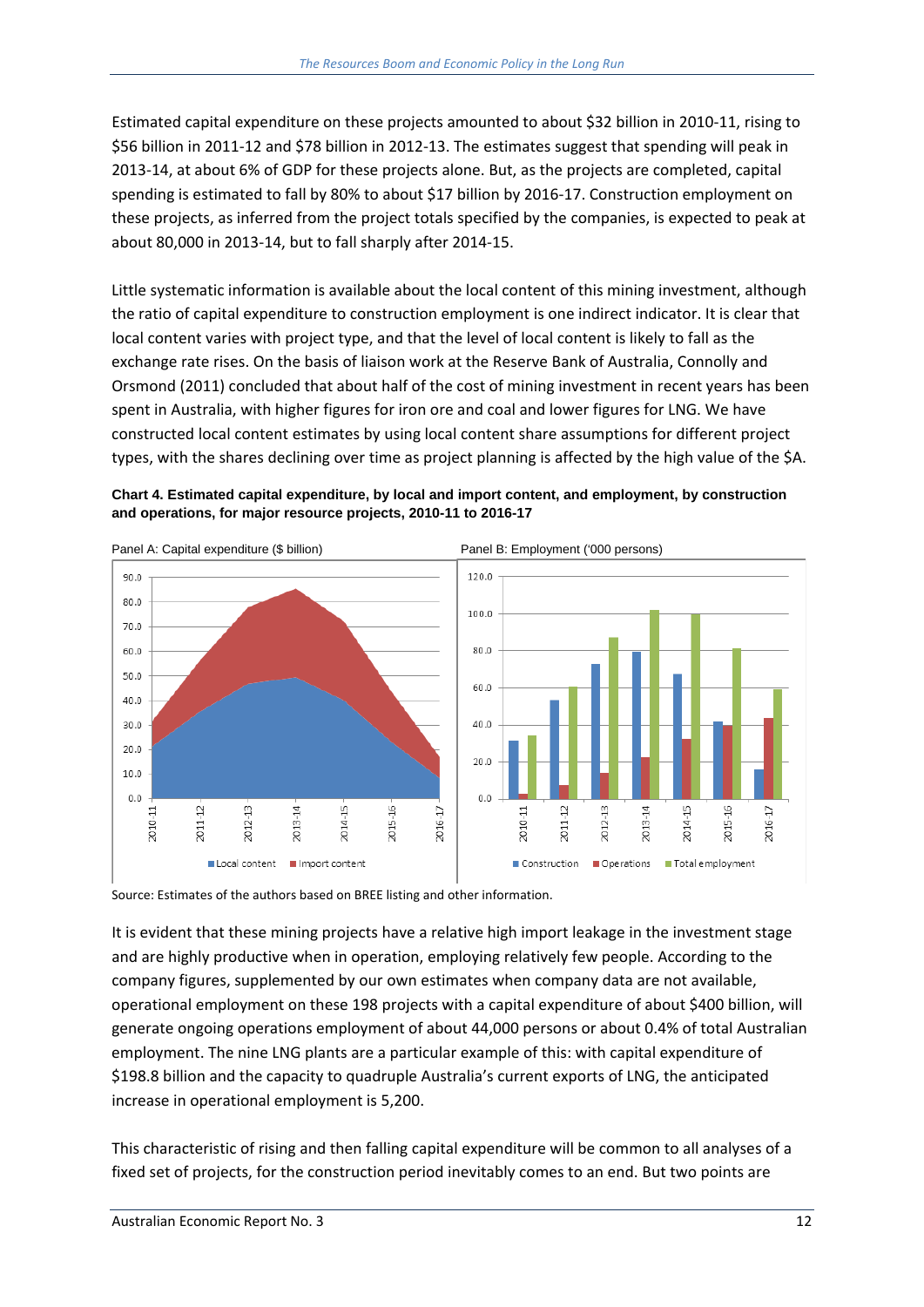Estimated capital expenditure on these projects amounted to about $32 billion in 2010-11, rising to $56 billion in 2011-12 and $78 billion in 2012-13. The estimates suggest that spending will peak in 2013-14, at about 6% of GDP for these projects alone. But, as the projects are completed, capital spending is estimated to fall by 80% to about $17 billion by 2016-17. Construction employment on these projects, as inferred from the project totals specified by the companies, is expected to peak at about 80,000 in 2013-14, but to fall sharply after 2014-15.

Little systematic information is available about the local content of this mining investment, although the ratio of capital expenditure to construction employment is one indirect indicator. It is clear that local content varies with project type, and that the level of local content is likely to fall as the exchange rate rises. On the basis of liaison work at the Reserve Bank of Australia, Connolly and Orsmond (2011) concluded that about half of the cost of mining investment in recent years has been spent in Australia, with higher figures for iron ore and coal and lower figures for LNG. We have constructed local content estimates by using local content share assumptions for different project types, with the shares declining over time as project planning is affected by the high value of the $A.

**Chart 4. Estimated capital expenditure, by local and import content, and employment, by construction and operations, for major resource projects, 2010-11 to 2016-17**

Panel A: Capital expenditure ($ billion)

Panel B: Employment ('000 persons)

Source: Estimates of the authors based on BREE listing and other information.

It is evident that these mining projects have a relative high import leakage in the investment stage and are highly productive when in operation, employing relatively few people. According to the company figures, supplemented by our own estimates when company data are not available, operational employment on these 198 projects with a capital expenditure of about $400 billion, will generate ongoing operations employment of about 44,000 persons or about 0.4% of total Australian employment. The nine LNG plants are a particular example of this: with capital expenditure of $198.8 billion and the capacity to quadruple Australia's current exports of LNG, the anticipated increase in operational employment is 5,200.

This characteristic of rising and then falling capital expenditure will be common to all analyses of a fixed set of projects, for the construction period inevitably comes to an end. But two points are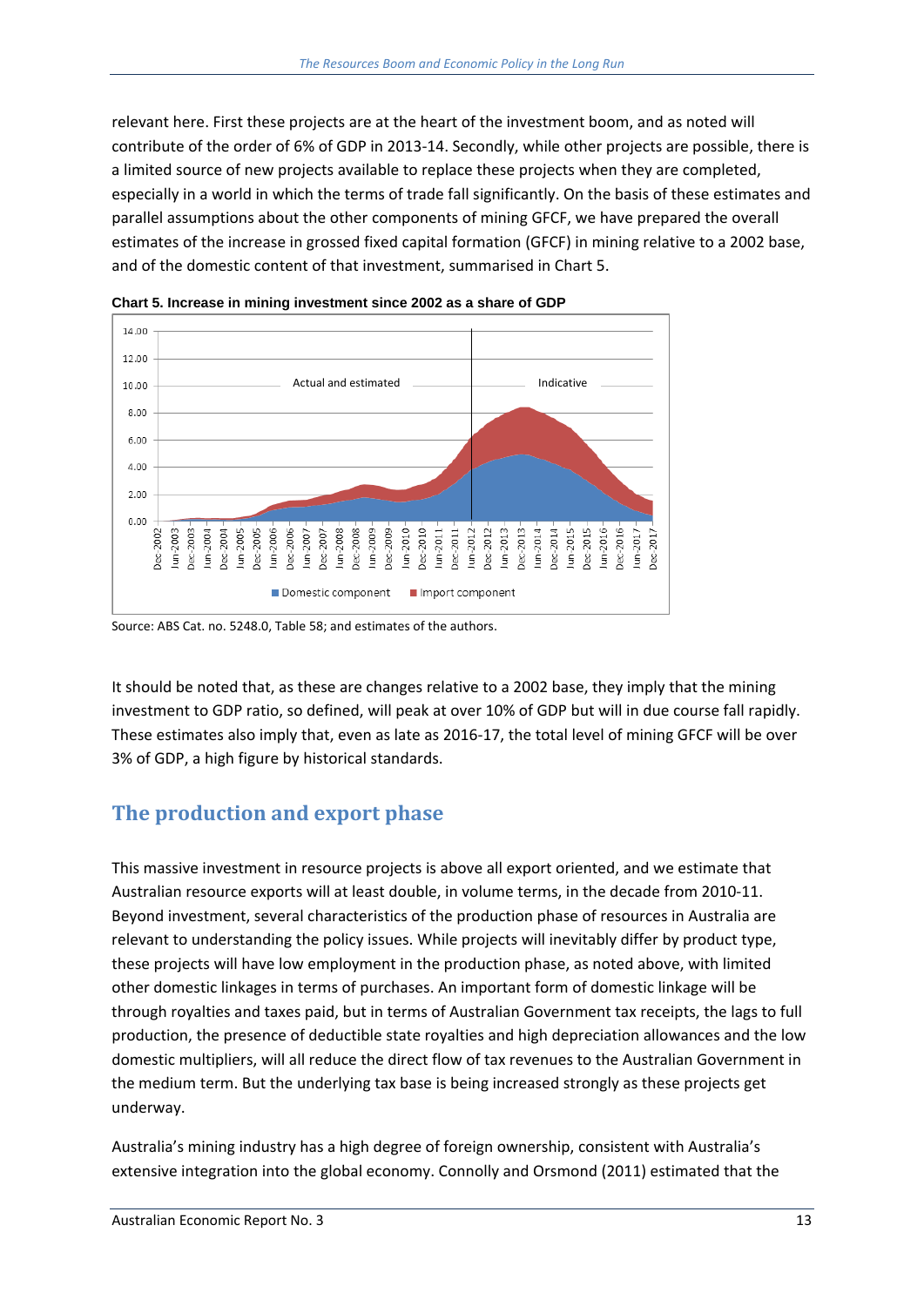relevant here. First these projects are at the heart of the investment boom, and as noted will contribute of the order of 6% of GDP in 2013-14. Secondly, while other projects are possible, there is a limited source of new projects available to replace these projects when they are completed, especially in a world in which the terms of trade fall significantly. On the basis of these estimates and parallel assumptions about the other components of mining GFCF, we have prepared the overall estimates of the increase in grossed fixed capital formation (GFCF) in mining relative to a 2002 base, and of the domestic content of that investment, summarised in Chart 5.

**Chart 5. Increase in mining investment since 2002 as a share of GDP**

Source: ABS Cat. no. 5248.0, Table 58; and estimates of the authors.

It should be noted that, as these are changes relative to a 2002 base, they imply that the mining investment to GDP ratio, so defined, will peak at over 10% of GDP but will in due course fall rapidly. These estimates also imply that, even as late as 2016-17, the total level of mining GFCF will be over 3% of GDP, a high figure by historical standards.

## The production and export phase

This massive investment in resource projects is above all export oriented, and we estimate that Australian resource exports will at least double, in volume terms, in the decade from 2010-11. Beyond investment, several characteristics of the production phase of resources in Australia are relevant to understanding the policy issues. While projects will inevitably differ by product type, these projects will have low employment in the production phase, as noted above, with limited other domestic linkages in terms of purchases. An important form of domestic linkage will be through royalties and taxes paid, but in terms of Australian Government tax receipts, the lags to full production, the presence of deductible state royalties and high depreciation allowances and the low domestic multipliers, will all reduce the direct flow of tax revenues to the Australian Government in the medium term. But the underlying tax base is being increased strongly as these projects get underway.

Australia's mining industry has a high degree of foreign ownership, consistent with Australia's extensive integration into the global economy. Connolly and Orsmond (2011) estimated that the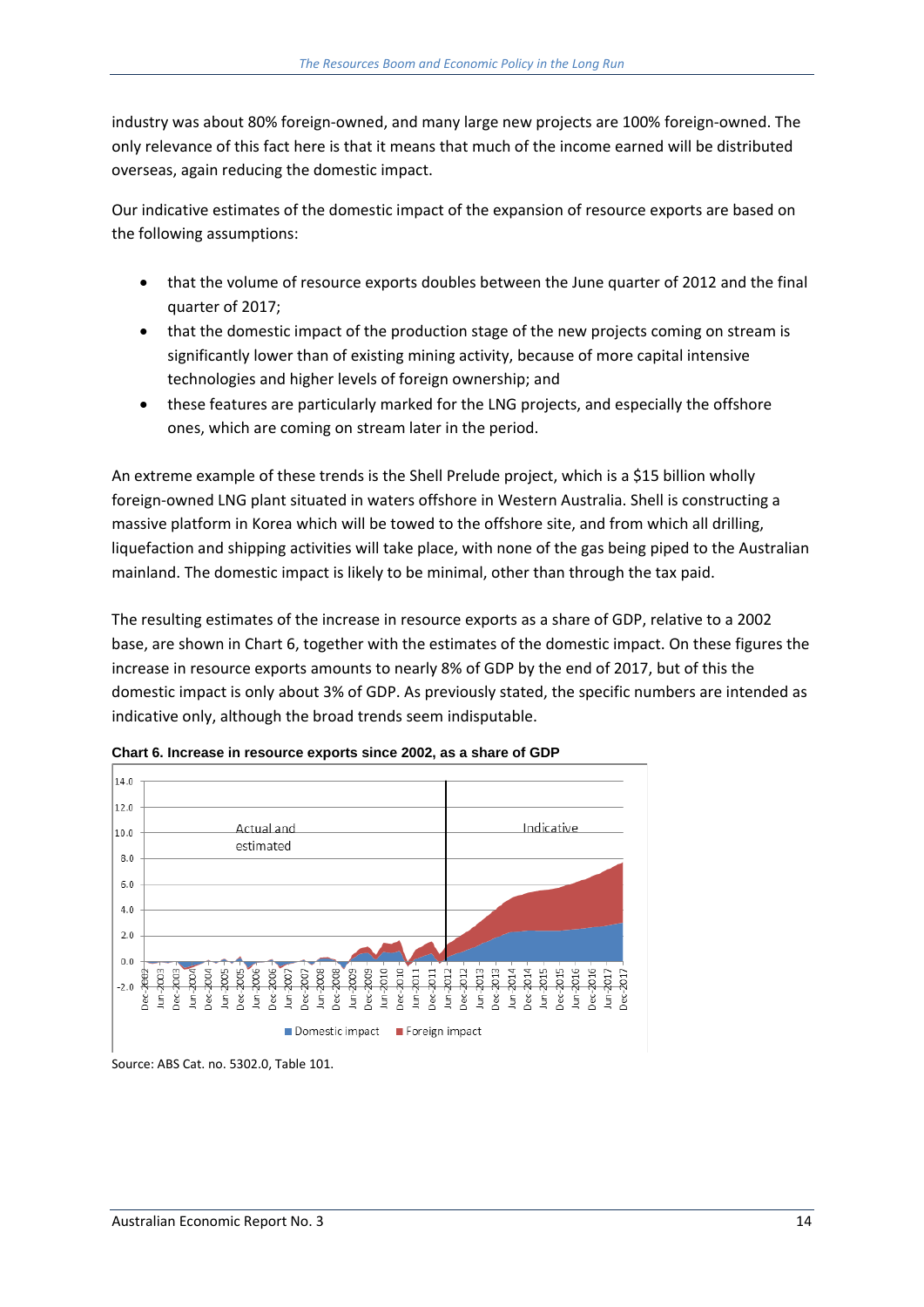industry was about 80% foreign-owned, and many large new projects are 100% foreign-owned. The only relevance of this fact here is that it means that much of the income earned will be distributed overseas, again reducing the domestic impact.

Our indicative estimates of the domestic impact of the expansion of resource exports are based on the following assumptions:

- that the volume of resource exports doubles between the June quarter of 2012 and the final quarter of 2017;
- that the domestic impact of the production stage of the new projects coming on stream is significantly lower than of existing mining activity, because of more capital intensive technologies and higher levels of foreign ownership; and
- these features are particularly marked for the LNG projects, and especially the offshore ones, which are coming on stream later in the period.

An extreme example of these trends is the Shell Prelude project, which is a $15 billion wholly foreign-owned LNG plant situated in waters offshore in Western Australia. Shell is constructing a massive platform in Korea which will be towed to the offshore site, and from which all drilling, liquefaction and shipping activities will take place, with none of the gas being piped to the Australian mainland. The domestic impact is likely to be minimal, other than through the tax paid.

The resulting estimates of the increase in resource exports as a share of GDP, relative to a 2002 base, are shown in Chart 6, together with the estimates of the domestic impact. On these figures the increase in resource exports amounts to nearly 8% of GDP by the end of 2017, but of this the domestic impact is only about 3% of GDP. As previously stated, the specific numbers are intended as indicative only, although the broad trends seem indisputable.

**Chart 6. Increase in resource exports since 2002, as a share of GDP**

Source: ABS Cat. no. 5302.0, Table 101.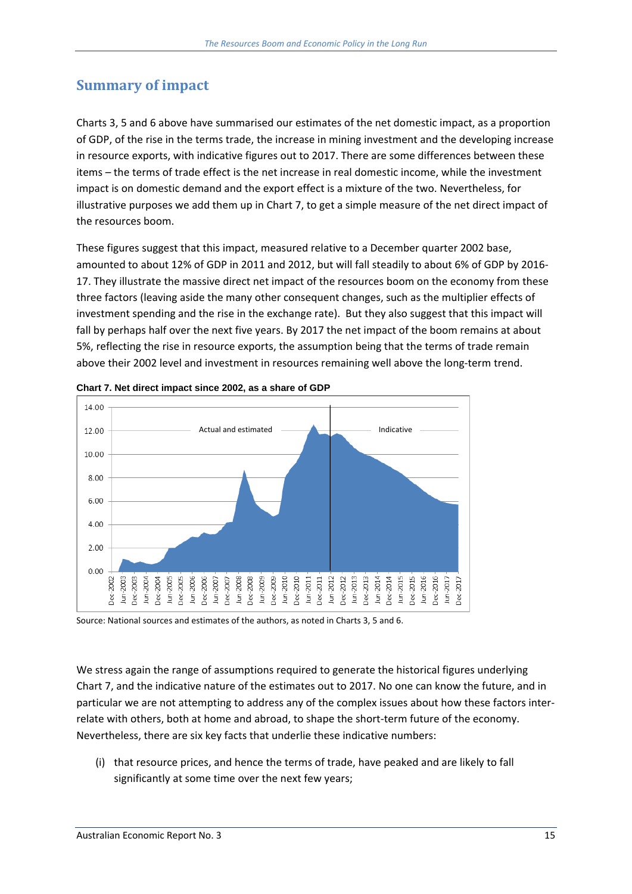## Summary of impact

Charts 3, 5 and 6 above have summarised our estimates of the net domestic impact, as a proportion of GDP, of the rise in the terms trade, the increase in mining investment and the developing increase in resource exports, with indicative figures out to 2017. There are some differences between these items – the terms of trade effect is the net increase in real domestic income, while the investment impact is on domestic demand and the export effect is a mixture of the two. Nevertheless, for illustrative purposes we add them up in Chart 7, to get a simple measure of the net direct impact of the resources boom.

These figures suggest that this impact, measured relative to a December quarter 2002 base, amounted to about 12% of GDP in 2011 and 2012, but will fall steadily to about 6% of GDP by 2016-17. They illustrate the massive direct net impact of the resources boom on the economy from these three factors (leaving aside the many other consequent changes, such as the multiplier effects of investment spending and the rise in the exchange rate). But they also suggest that this impact will fall by perhaps half over the next five years. By 2017 the net impact of the boom remains at about 5%, reflecting the rise in resource exports, the assumption being that the terms of trade remain above their 2002 level and investment in resources remaining well above the long-term trend.

**Chart 7. Net direct impact since 2002, as a share of GDP**

Source: National sources and estimates of the authors, as noted in Charts 3, 5 and 6.

We stress again the range of assumptions required to generate the historical figures underlying Chart 7, and the indicative nature of the estimates out to 2017. No one can know the future, and in particular we are not attempting to address any of the complex issues about how these factors inter-relate with others, both at home and abroad, to shape the short-term future of the economy. Nevertheless, there are six key facts that underlie these indicative numbers:

(i) that resource prices, and hence the terms of trade, have peaked and are likely to fall significantly at some time over the next few years;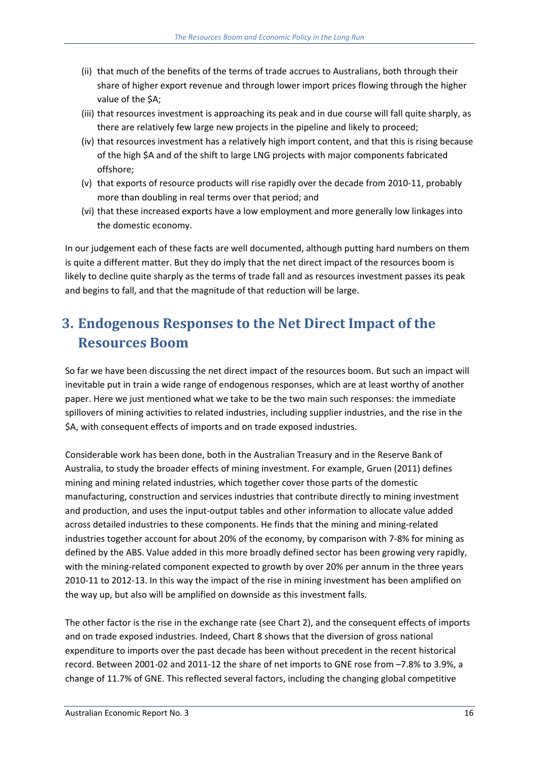(ii) that much of the benefits of the terms of trade accrues to Australians, both through their share of higher export revenue and through lower import prices flowing through the higher value of the $A;

(iii) that resources investment is approaching its peak and in due course will fall quite sharply, as there are relatively few large new projects in the pipeline and likely to proceed;

(iv) that resources investment has a relatively high import content, and that this is rising because of the high $A and of the shift to large LNG projects with major components fabricated offshore;

(v) that exports of resource products will rise rapidly over the decade from 2010-11, probably more than doubling in real terms over that period; and

(vi) that these increased exports have a low employment and more generally low linkages into the domestic economy.

In our judgement each of these facts are well documented, although putting hard numbers on them is quite a different matter. But they do imply that the net direct impact of the resources boom is likely to decline quite sharply as the terms of trade fall and as resources investment passes its peak and begins to fall, and that the magnitude of that reduction will be large.

# 3. Endogenous Responses to the Net Direct Impact of the Resources Boom

So far we have been discussing the net direct impact of the resources boom. But such an impact will inevitable put in train a wide range of endogenous responses, which are at least worthy of another paper. Here we just mentioned what we take to be the two main such responses: the immediate spillovers of mining activities to related industries, including supplier industries, and the rise in the $A, with consequent effects of imports and on trade exposed industries.

Considerable work has been done, both in the Australian Treasury and in the Reserve Bank of Australia, to study the broader effects of mining investment. For example, Gruen (2011) defines mining and mining related industries, which together cover those parts of the domestic manufacturing, construction and services industries that contribute directly to mining investment and production, and uses the input-output tables and other information to allocate value added across detailed industries to these components. He finds that the mining and mining-related industries together account for about 20% of the economy, by comparison with 7-8% for mining as defined by the ABS. Value added in this more broadly defined sector has been growing very rapidly, with the mining-related component expected to growth by over 20% per annum in the three years 2010-11 to 2012-13. In this way the impact of the rise in mining investment has been amplified on the way up, but also will be amplified on downside as this investment falls.

The other factor is the rise in the exchange rate (see Chart 2), and the consequent effects of imports and on trade exposed industries. Indeed, Chart 8 shows that the diversion of gross national expenditure to imports over the past decade has been without precedent in the recent historical record. Between 2001-02 and 2011-12 the share of net imports to GNE rose from –7.8% to 3.9%, a change of 11.7% of GNE. This reflected several factors, including the changing global competitive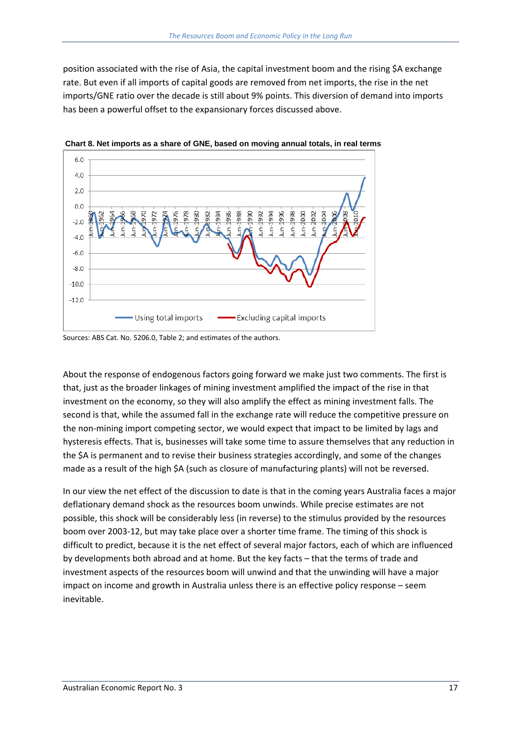position associated with the rise of Asia, the capital investment boom and the rising $A exchange rate. But even if all imports of capital goods are removed from net imports, the rise in the net imports/GNE ratio over the decade is still about 9% points. This diversion of demand into imports has been a powerful offset to the expansionary forces discussed above.

**Chart 8. Net imports as a share of GNE, based on moving annual totals, in real terms**

Sources: ABS Cat. No. 5206.0, Table 2; and estimates of the authors.

About the response of endogenous factors going forward we make just two comments. The first is that, just as the broader linkages of mining investment amplified the impact of the rise in that investment on the economy, so they will also amplify the effect as mining investment falls. The second is that, while the assumed fall in the exchange rate will reduce the competitive pressure on the non-mining import competing sector, we would expect that impact to be limited by lags and hysteresis effects. That is, businesses will take some time to assure themselves that any reduction in the $A is permanent and to revise their business strategies accordingly, and some of the changes made as a result of the high $A (such as closure of manufacturing plants) will not be reversed.

In our view the net effect of the discussion to date is that in the coming years Australia faces a major deflationary demand shock as the resources boom unwinds. While precise estimates are not possible, this shock will be considerably less (in reverse) to the stimulus provided by the resources boom over 2003-12, but may take place over a shorter time frame. The timing of this shock is difficult to predict, because it is the net effect of several major factors, each of which are influenced by developments both abroad and at home. But the key facts – that the terms of trade and investment aspects of the resources boom will unwind and that the unwinding will have a major impact on income and growth in Australia unless there is an effective policy response – seem inevitable.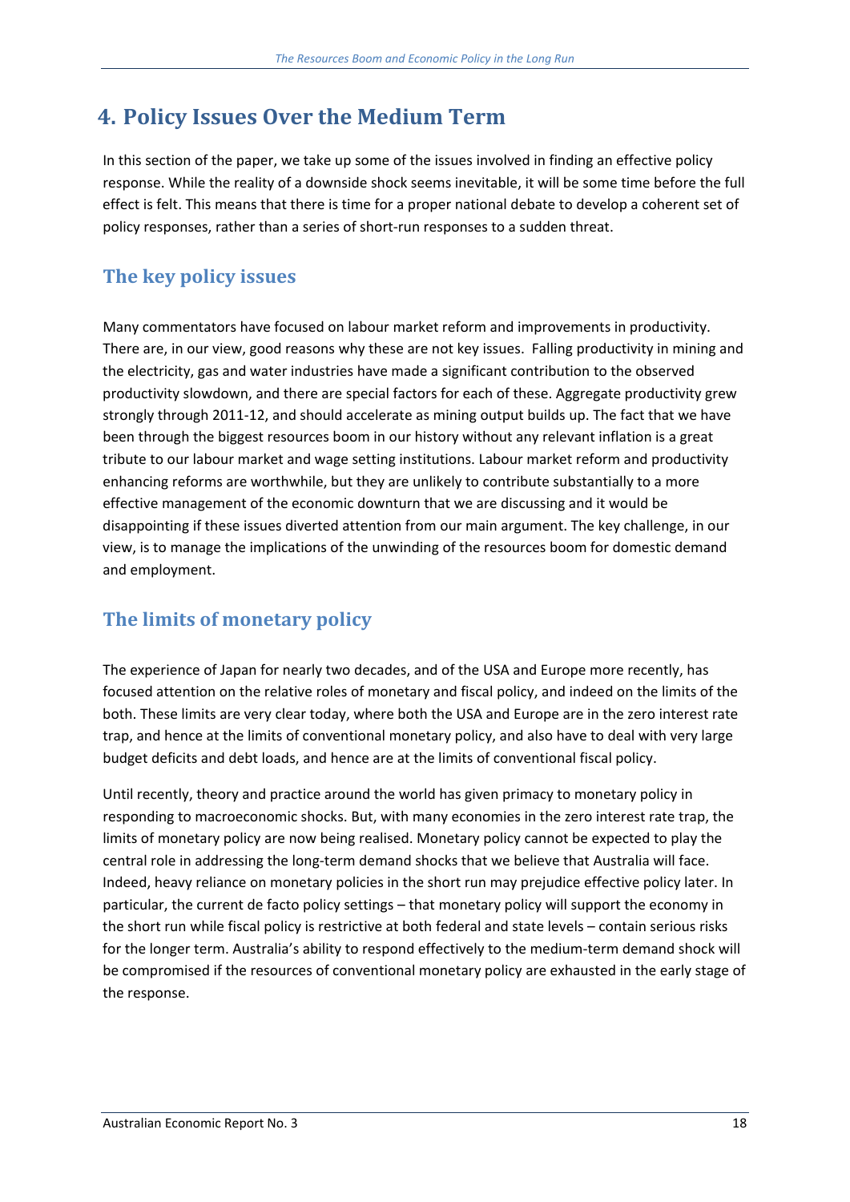# 4. Policy Issues Over the Medium Term

In this section of the paper, we take up some of the issues involved in finding an effective policy response. While the reality of a downside shock seems inevitable, it will be some time before the full effect is felt. This means that there is time for a proper national debate to develop a coherent set of policy responses, rather than a series of short-run responses to a sudden threat.

## The key policy issues

Many commentators have focused on labour market reform and improvements in productivity. There are, in our view, good reasons why these are not key issues. Falling productivity in mining and the electricity, gas and water industries have made a significant contribution to the observed productivity slowdown, and there are special factors for each of these. Aggregate productivity grew strongly through 2011-12, and should accelerate as mining output builds up. The fact that we have been through the biggest resources boom in our history without any relevant inflation is a great tribute to our labour market and wage setting institutions. Labour market reform and productivity enhancing reforms are worthwhile, but they are unlikely to contribute substantially to a more effective management of the economic downturn that we are discussing and it would be disappointing if these issues diverted attention from our main argument. The key challenge, in our view, is to manage the implications of the unwinding of the resources boom for domestic demand and employment.

## The limits of monetary policy

The experience of Japan for nearly two decades, and of the USA and Europe more recently, has focused attention on the relative roles of monetary and fiscal policy, and indeed on the limits of the both. These limits are very clear today, where both the USA and Europe are in the zero interest rate trap, and hence at the limits of conventional monetary policy, and also have to deal with very large budget deficits and debt loads, and hence are at the limits of conventional fiscal policy.

Until recently, theory and practice around the world has given primacy to monetary policy in responding to macroeconomic shocks. But, with many economies in the zero interest rate trap, the limits of monetary policy are now being realised. Monetary policy cannot be expected to play the central role in addressing the long-term demand shocks that we believe that Australia will face. Indeed, heavy reliance on monetary policies in the short run may prejudice effective policy later. In particular, the current de facto policy settings – that monetary policy will support the economy in the short run while fiscal policy is restrictive at both federal and state levels – contain serious risks for the longer term. Australia's ability to respond effectively to the medium-term demand shock will be compromised if the resources of conventional monetary policy are exhausted in the early stage of the response.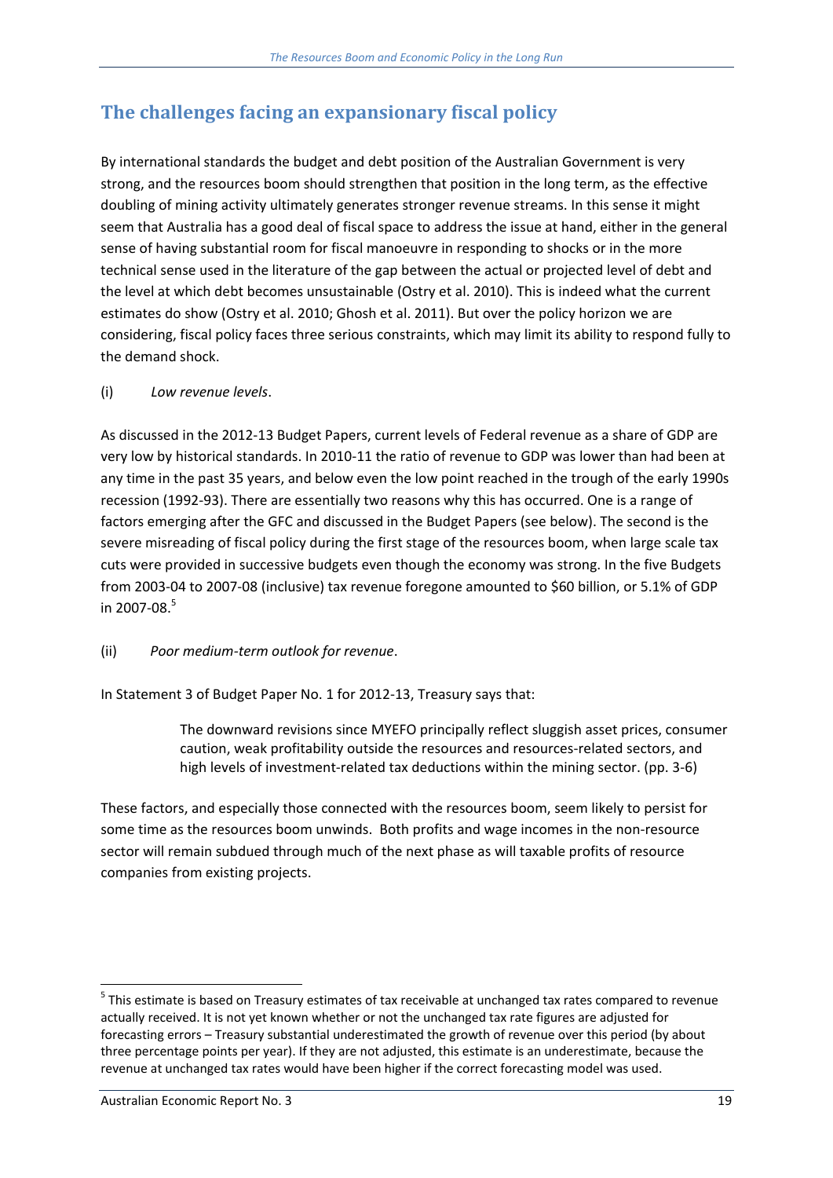## The challenges facing an expansionary fiscal policy

By international standards the budget and debt position of the Australian Government is very strong, and the resources boom should strengthen that position in the long term, as the effective doubling of mining activity ultimately generates stronger revenue streams. In this sense it might seem that Australia has a good deal of fiscal space to address the issue at hand, either in the general sense of having substantial room for fiscal manoeuvre in responding to shocks or in the more technical sense used in the literature of the gap between the actual or projected level of debt and the level at which debt becomes unsustainable (Ostry et al. 2010). This is indeed what the current estimates do show (Ostry et al. 2010; Ghosh et al. 2011). But over the policy horizon we are considering, fiscal policy faces three serious constraints, which may limit its ability to respond fully to the demand shock.

(i) *Low revenue levels*.

As discussed in the 2012-13 Budget Papers, current levels of Federal revenue as a share of GDP are very low by historical standards. In 2010-11 the ratio of revenue to GDP was lower than had been at any time in the past 35 years, and below even the low point reached in the trough of the early 1990s recession (1992-93). There are essentially two reasons why this has occurred. One is a range of factors emerging after the GFC and discussed in the Budget Papers (see below). The second is the severe misreading of fiscal policy during the first stage of the resources boom, when large scale tax cuts were provided in successive budgets even though the economy was strong. In the five Budgets from 2003-04 to 2007-08 (inclusive) tax revenue foregone amounted to \$60 billion, or 5.1% of GDP in 2007-08.[5]

(ii) *Poor medium-term outlook for revenue*.

In Statement 3 of Budget Paper No. 1 for 2012-13, Treasury says that:

> The downward revisions since MYEFO principally reflect sluggish asset prices, consumer caution, weak profitability outside the resources and resources-related sectors, and high levels of investment-related tax deductions within the mining sector. (pp. 3-6)

These factors, and especially those connected with the resources boom, seem likely to persist for some time as the resources boom unwinds. Both profits and wage incomes in the non-resource sector will remain subdued through much of the next phase as will taxable profits of resource companies from existing projects.

---

[5] This estimate is based on Treasury estimates of tax receivable at unchanged tax rates compared to revenue actually received. It is not yet known whether or not the unchanged tax rate figures are adjusted for forecasting errors – Treasury substantial underestimated the growth of revenue over this period (by about three percentage points per year). If they are not adjusted, this estimate is an underestimate, because the revenue at unchanged tax rates would have been higher if the correct forecasting model was used.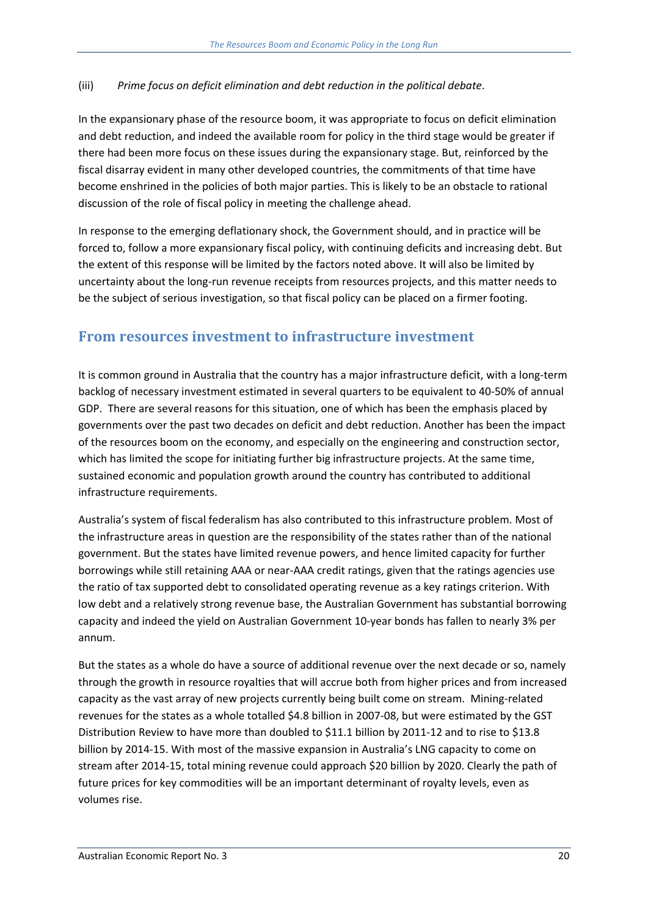(iii) *Prime focus on deficit elimination and debt reduction in the political debate*.

In the expansionary phase of the resource boom, it was appropriate to focus on deficit elimination and debt reduction, and indeed the available room for policy in the third stage would be greater if there had been more focus on these issues during the expansionary stage. But, reinforced by the fiscal disarray evident in many other developed countries, the commitments of that time have become enshrined in the policies of both major parties. This is likely to be an obstacle to rational discussion of the role of fiscal policy in meeting the challenge ahead.

In response to the emerging deflationary shock, the Government should, and in practice will be forced to, follow a more expansionary fiscal policy, with continuing deficits and increasing debt. But the extent of this response will be limited by the factors noted above. It will also be limited by uncertainty about the long-run revenue receipts from resources projects, and this matter needs to be the subject of serious investigation, so that fiscal policy can be placed on a firmer footing.

## From resources investment to infrastructure investment

It is common ground in Australia that the country has a major infrastructure deficit, with a long-term backlog of necessary investment estimated in several quarters to be equivalent to 40-50% of annual GDP. There are several reasons for this situation, one of which has been the emphasis placed by governments over the past two decades on deficit and debt reduction. Another has been the impact of the resources boom on the economy, and especially on the engineering and construction sector, which has limited the scope for initiating further big infrastructure projects. At the same time, sustained economic and population growth around the country has contributed to additional infrastructure requirements.

Australia's system of fiscal federalism has also contributed to this infrastructure problem. Most of the infrastructure areas in question are the responsibility of the states rather than of the national government. But the states have limited revenue powers, and hence limited capacity for further borrowings while still retaining AAA or near-AAA credit ratings, given that the ratings agencies use the ratio of tax supported debt to consolidated operating revenue as a key ratings criterion. With low debt and a relatively strong revenue base, the Australian Government has substantial borrowing capacity and indeed the yield on Australian Government 10-year bonds has fallen to nearly 3% per annum.

But the states as a whole do have a source of additional revenue over the next decade or so, namely through the growth in resource royalties that will accrue both from higher prices and from increased capacity as the vast array of new projects currently being built come on stream. Mining-related revenues for the states as a whole totalled $4.8 billion in 2007-08, but were estimated by the GST Distribution Review to have more than doubled to $11.1 billion by 2011-12 and to rise to $13.8 billion by 2014-15. With most of the massive expansion in Australia's LNG capacity to come on stream after 2014-15, total mining revenue could approach $20 billion by 2020. Clearly the path of future prices for key commodities will be an important determinant of royalty levels, even as volumes rise.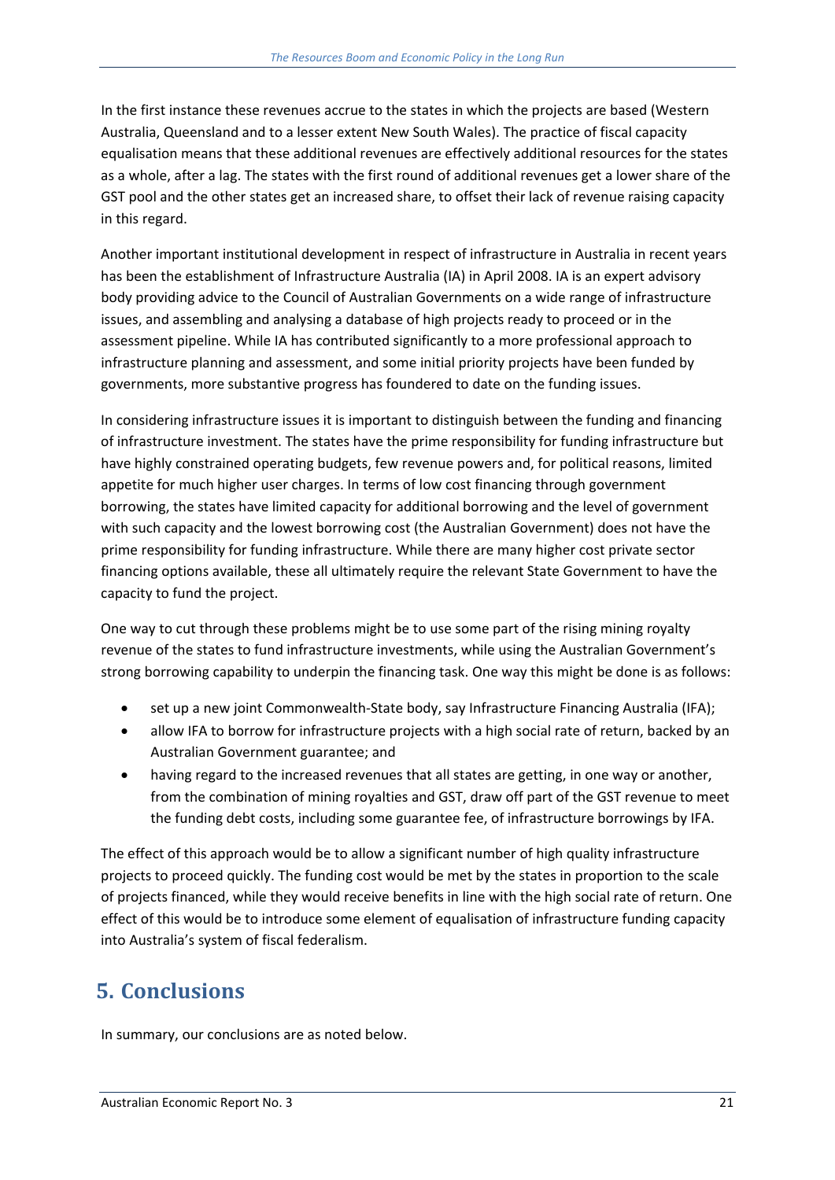In the first instance these revenues accrue to the states in which the projects are based (Western Australia, Queensland and to a lesser extent New South Wales). The practice of fiscal capacity equalisation means that these additional revenues are effectively additional resources for the states as a whole, after a lag. The states with the first round of additional revenues get a lower share of the GST pool and the other states get an increased share, to offset their lack of revenue raising capacity in this regard.

Another important institutional development in respect of infrastructure in Australia in recent years has been the establishment of Infrastructure Australia (IA) in April 2008. IA is an expert advisory body providing advice to the Council of Australian Governments on a wide range of infrastructure issues, and assembling and analysing a database of high projects ready to proceed or in the assessment pipeline. While IA has contributed significantly to a more professional approach to infrastructure planning and assessment, and some initial priority projects have been funded by governments, more substantive progress has foundered to date on the funding issues.

In considering infrastructure issues it is important to distinguish between the funding and financing of infrastructure investment. The states have the prime responsibility for funding infrastructure but have highly constrained operating budgets, few revenue powers and, for political reasons, limited appetite for much higher user charges. In terms of low cost financing through government borrowing, the states have limited capacity for additional borrowing and the level of government with such capacity and the lowest borrowing cost (the Australian Government) does not have the prime responsibility for funding infrastructure. While there are many higher cost private sector financing options available, these all ultimately require the relevant State Government to have the capacity to fund the project.

One way to cut through these problems might be to use some part of the rising mining royalty revenue of the states to fund infrastructure investments, while using the Australian Government's strong borrowing capability to underpin the financing task. One way this might be done is as follows:

- set up a new joint Commonwealth-State body, say Infrastructure Financing Australia (IFA);
- allow IFA to borrow for infrastructure projects with a high social rate of return, backed by an Australian Government guarantee; and
- having regard to the increased revenues that all states are getting, in one way or another, from the combination of mining royalties and GST, draw off part of the GST revenue to meet the funding debt costs, including some guarantee fee, of infrastructure borrowings by IFA.

The effect of this approach would be to allow a significant number of high quality infrastructure projects to proceed quickly. The funding cost would be met by the states in proportion to the scale of projects financed, while they would receive benefits in line with the high social rate of return. One effect of this would be to introduce some element of equalisation of infrastructure funding capacity into Australia's system of fiscal federalism.

# 5. Conclusions

In summary, our conclusions are as noted below.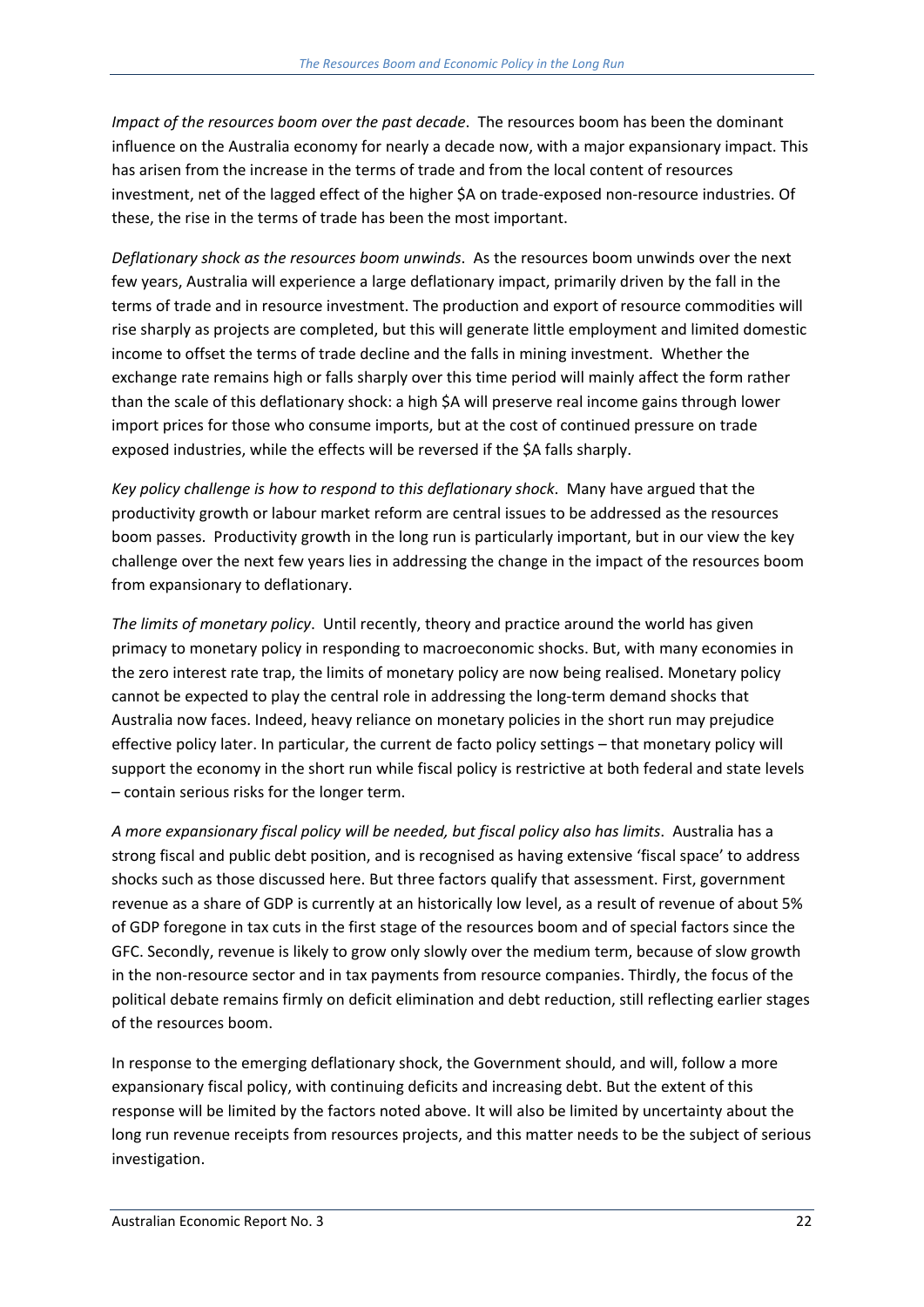*Impact of the resources boom over the past decade*. The resources boom has been the dominant influence on the Australia economy for nearly a decade now, with a major expansionary impact. This has arisen from the increase in the terms of trade and from the local content of resources investment, net of the lagged effect of the higher $A on trade-exposed non-resource industries. Of these, the rise in the terms of trade has been the most important.

*Deflationary shock as the resources boom unwinds*. As the resources boom unwinds over the next few years, Australia will experience a large deflationary impact, primarily driven by the fall in the terms of trade and in resource investment. The production and export of resource commodities will rise sharply as projects are completed, but this will generate little employment and limited domestic income to offset the terms of trade decline and the falls in mining investment. Whether the exchange rate remains high or falls sharply over this time period will mainly affect the form rather than the scale of this deflationary shock: a high $A will preserve real income gains through lower import prices for those who consume imports, but at the cost of continued pressure on trade exposed industries, while the effects will be reversed if the $A falls sharply.

*Key policy challenge is how to respond to this deflationary shock*. Many have argued that the productivity growth or labour market reform are central issues to be addressed as the resources boom passes. Productivity growth in the long run is particularly important, but in our view the key challenge over the next few years lies in addressing the change in the impact of the resources boom from expansionary to deflationary.

*The limits of monetary policy*. Until recently, theory and practice around the world has given primacy to monetary policy in responding to macroeconomic shocks. But, with many economies in the zero interest rate trap, the limits of monetary policy are now being realised. Monetary policy cannot be expected to play the central role in addressing the long-term demand shocks that Australia now faces. Indeed, heavy reliance on monetary policies in the short run may prejudice effective policy later. In particular, the current de facto policy settings – that monetary policy will support the economy in the short run while fiscal policy is restrictive at both federal and state levels – contain serious risks for the longer term.

*A more expansionary fiscal policy will be needed, but fiscal policy also has limits*. Australia has a strong fiscal and public debt position, and is recognised as having extensive 'fiscal space' to address shocks such as those discussed here. But three factors qualify that assessment. First, government revenue as a share of GDP is currently at an historically low level, as a result of revenue of about 5% of GDP foregone in tax cuts in the first stage of the resources boom and of special factors since the GFC. Secondly, revenue is likely to grow only slowly over the medium term, because of slow growth in the non-resource sector and in tax payments from resource companies. Thirdly, the focus of the political debate remains firmly on deficit elimination and debt reduction, still reflecting earlier stages of the resources boom.

In response to the emerging deflationary shock, the Government should, and will, follow a more expansionary fiscal policy, with continuing deficits and increasing debt. But the extent of this response will be limited by the factors noted above. It will also be limited by uncertainty about the long run revenue receipts from resources projects, and this matter needs to be the subject of serious investigation.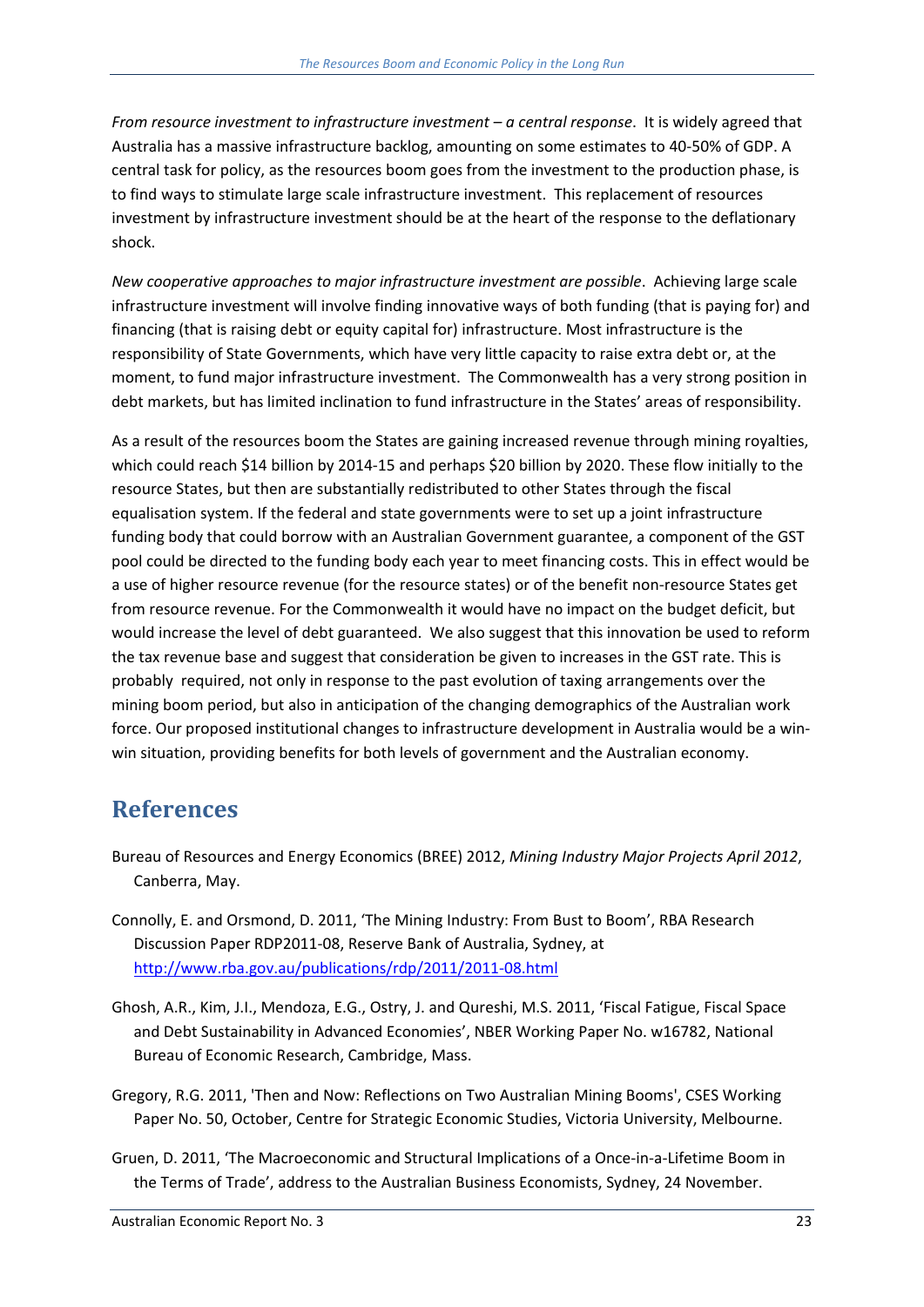*From resource investment to infrastructure investment – a central response*. It is widely agreed that Australia has a massive infrastructure backlog, amounting on some estimates to 40-50% of GDP. A central task for policy, as the resources boom goes from the investment to the production phase, is to find ways to stimulate large scale infrastructure investment. This replacement of resources investment by infrastructure investment should be at the heart of the response to the deflationary shock.

*New cooperative approaches to major infrastructure investment are possible*. Achieving large scale infrastructure investment will involve finding innovative ways of both funding (that is paying for) and financing (that is raising debt or equity capital for) infrastructure. Most infrastructure is the responsibility of State Governments, which have very little capacity to raise extra debt or, at the moment, to fund major infrastructure investment. The Commonwealth has a very strong position in debt markets, but has limited inclination to fund infrastructure in the States' areas of responsibility.

As a result of the resources boom the States are gaining increased revenue through mining royalties, which could reach $14 billion by 2014-15 and perhaps $20 billion by 2020. These flow initially to the resource States, but then are substantially redistributed to other States through the fiscal equalisation system. If the federal and state governments were to set up a joint infrastructure funding body that could borrow with an Australian Government guarantee, a component of the GST pool could be directed to the funding body each year to meet financing costs. This in effect would be a use of higher resource revenue (for the resource states) or of the benefit non-resource States get from resource revenue. For the Commonwealth it would have no impact on the budget deficit, but would increase the level of debt guaranteed. We also suggest that this innovation be used to reform the tax revenue base and suggest that consideration be given to increases in the GST rate. This is probably required, not only in response to the past evolution of taxing arrangements over the mining boom period, but also in anticipation of the changing demographics of the Australian work force. Our proposed institutional changes to infrastructure development in Australia would be a win-win situation, providing benefits for both levels of government and the Australian economy.

# References

Bureau of Resources and Energy Economics (BREE) 2012, *Mining Industry Major Projects April 2012*, Canberra, May.

Connolly, E. and Orsmond, D. 2011, 'The Mining Industry: From Bust to Boom', RBA Research Discussion Paper RDP2011-08, Reserve Bank of Australia, Sydney, at http://www.rba.gov.au/publications/rdp/2011/2011-08.html

Ghosh, A.R., Kim, J.I., Mendoza, E.G., Ostry, J. and Qureshi, M.S. 2011, 'Fiscal Fatigue, Fiscal Space and Debt Sustainability in Advanced Economies', NBER Working Paper No. w16782, National Bureau of Economic Research, Cambridge, Mass.

Gregory, R.G. 2011, 'Then and Now: Reflections on Two Australian Mining Booms', CSES Working Paper No. 50, October, Centre for Strategic Economic Studies, Victoria University, Melbourne.

Gruen, D. 2011, 'The Macroeconomic and Structural Implications of a Once-in-a-Lifetime Boom in the Terms of Trade', address to the Australian Business Economists, Sydney, 24 November.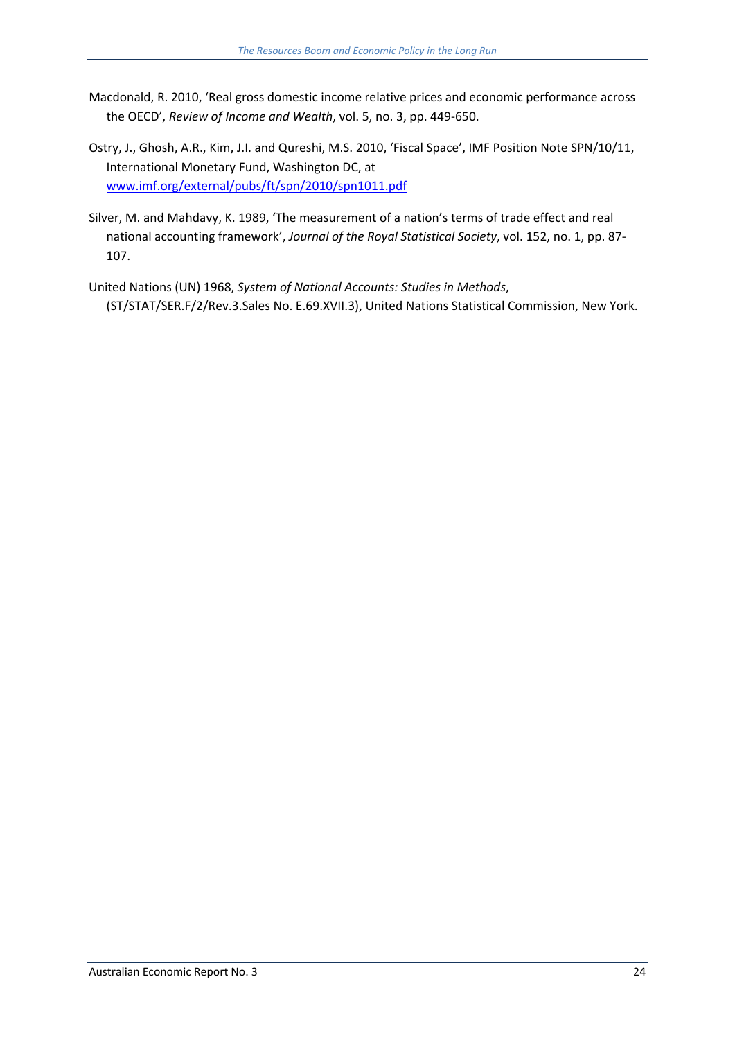Macdonald, R. 2010, 'Real gross domestic income relative prices and economic performance across the OECD', *Review of Income and Wealth*, vol. 5, no. 3, pp. 449-650.

Ostry, J., Ghosh, A.R., Kim, J.I. and Qureshi, M.S. 2010, 'Fiscal Space', IMF Position Note SPN/10/11, International Monetary Fund, Washington DC, at [www.imf.org/external/pubs/ft/spn/2010/spn1011.pdf](www.imf.org/external/pubs/ft/spn/2010/spn1011.pdf)

Silver, M. and Mahdavy, K. 1989, 'The measurement of a nation's terms of trade effect and real national accounting framework', *Journal of the Royal Statistical Society*, vol. 152, no. 1, pp. 87-107.

United Nations (UN) 1968, *System of National Accounts: Studies in Methods*, (ST/STAT/SER.F/2/Rev.3.Sales No. E.69.XVII.3), United Nations Statistical Commission, New York.